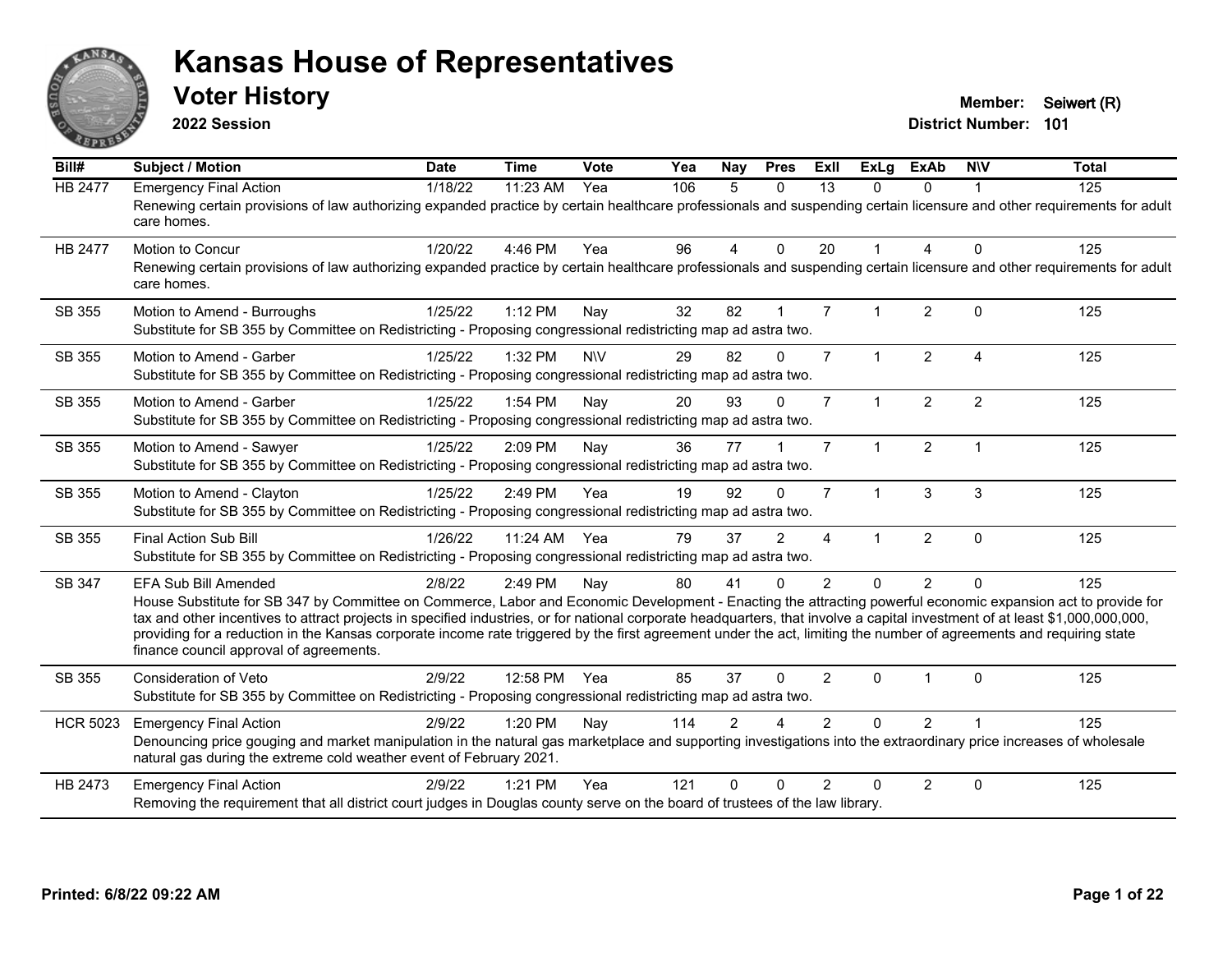# Kansas House of Representatives

## Voter History

**2022 Session**

**Member:** Seiwert (R)
**District Number:** 101

| Bill# | Subject / Motion | Date | Time | Vote | Yea | Nay | Pres | ExII | ExLg | ExAb | N\V | Total |
|---|---|---|---|---|---|---|---|---|---|---|---|---|
| HB 2477 | Emergency Final Action | 1/18/22 | 11:23 AM | Yea | 106 | 5 | 0 | 13 | 0 | 0 | 1 | 125 |
| | Renewing certain provisions of law authorizing expanded practice by certain healthcare professionals and suspending certain licensure and other requirements for adult care homes. | | | | | | | | | | | |
| HB 2477 | Motion to Concur | 1/20/22 | 4:46 PM | Yea | 96 | 4 | 0 | 20 | 1 | 4 | 0 | 125 |
| | Renewing certain provisions of law authorizing expanded practice by certain healthcare professionals and suspending certain licensure and other requirements for adult care homes. | | | | | | | | | | | |
| SB 355 | Motion to Amend - Burroughs | 1/25/22 | 1:12 PM | Nay | 32 | 82 | 1 | 7 | 1 | 2 | 0 | 125 |
| | Substitute for SB 355 by Committee on Redistricting - Proposing congressional redistricting map ad astra two. | | | | | | | | | | | |
| SB 355 | Motion to Amend - Garber | 1/25/22 | 1:32 PM | N\V | 29 | 82 | 0 | 7 | 1 | 2 | 4 | 125 |
| | Substitute for SB 355 by Committee on Redistricting - Proposing congressional redistricting map ad astra two. | | | | | | | | | | | |
| SB 355 | Motion to Amend - Garber | 1/25/22 | 1:54 PM | Nay | 20 | 93 | 0 | 7 | 1 | 2 | 2 | 125 |
| | Substitute for SB 355 by Committee on Redistricting - Proposing congressional redistricting map ad astra two. | | | | | | | | | | | |
| SB 355 | Motion to Amend - Sawyer | 1/25/22 | 2:09 PM | Nay | 36 | 77 | 1 | 7 | 1 | 2 | 1 | 125 |
| | Substitute for SB 355 by Committee on Redistricting - Proposing congressional redistricting map ad astra two. | | | | | | | | | | | |
| SB 355 | Motion to Amend - Clayton | 1/25/22 | 2:49 PM | Yea | 19 | 92 | 0 | 7 | 1 | 3 | 3 | 125 |
| | Substitute for SB 355 by Committee on Redistricting - Proposing congressional redistricting map ad astra two. | | | | | | | | | | | |
| SB 355 | Final Action Sub Bill | 1/26/22 | 11:24 AM | Yea | 79 | 37 | 2 | 4 | 1 | 2 | 0 | 125 |
| | Substitute for SB 355 by Committee on Redistricting - Proposing congressional redistricting map ad astra two. | | | | | | | | | | | |
| SB 347 | EFA Sub Bill Amended | 2/8/22 | 2:49 PM | Nay | 80 | 41 | 0 | 2 | 0 | 2 | 0 | 125 |
| | House Substitute for SB 347 by Committee on Commerce, Labor and Economic Development - Enacting the attracting powerful economic expansion act to provide for tax and other incentives to attract projects in specified industries, or for national corporate headquarters, that involve a capital investment of at least $1,000,000,000, providing for a reduction in the Kansas corporate income rate triggered by the first agreement under the act, limiting the number of agreements and requiring state finance council approval of agreements. | | | | | | | | | | | |
| SB 355 | Consideration of Veto | 2/9/22 | 12:58 PM | Yea | 85 | 37 | 0 | 2 | 0 | 1 | 0 | 125 |
| | Substitute for SB 355 by Committee on Redistricting - Proposing congressional redistricting map ad astra two. | | | | | | | | | | | |
| HCR 5023 | Emergency Final Action | 2/9/22 | 1:20 PM | Nay | 114 | 2 | 4 | 2 | 0 | 2 | 1 | 125 |
| | Denouncing price gouging and market manipulation in the natural gas marketplace and supporting investigations into the extraordinary price increases of wholesale natural gas during the extreme cold weather event of February 2021. | | | | | | | | | | | |
| HB 2473 | Emergency Final Action | 2/9/22 | 1:21 PM | Yea | 121 | 0 | 0 | 2 | 0 | 2 | 0 | 125 |
| | Removing the requirement that all district court judges in Douglas county serve on the board of trustees of the law library. | | | | | | | | | | | |

**Printed: 6/8/22 09:22 AM**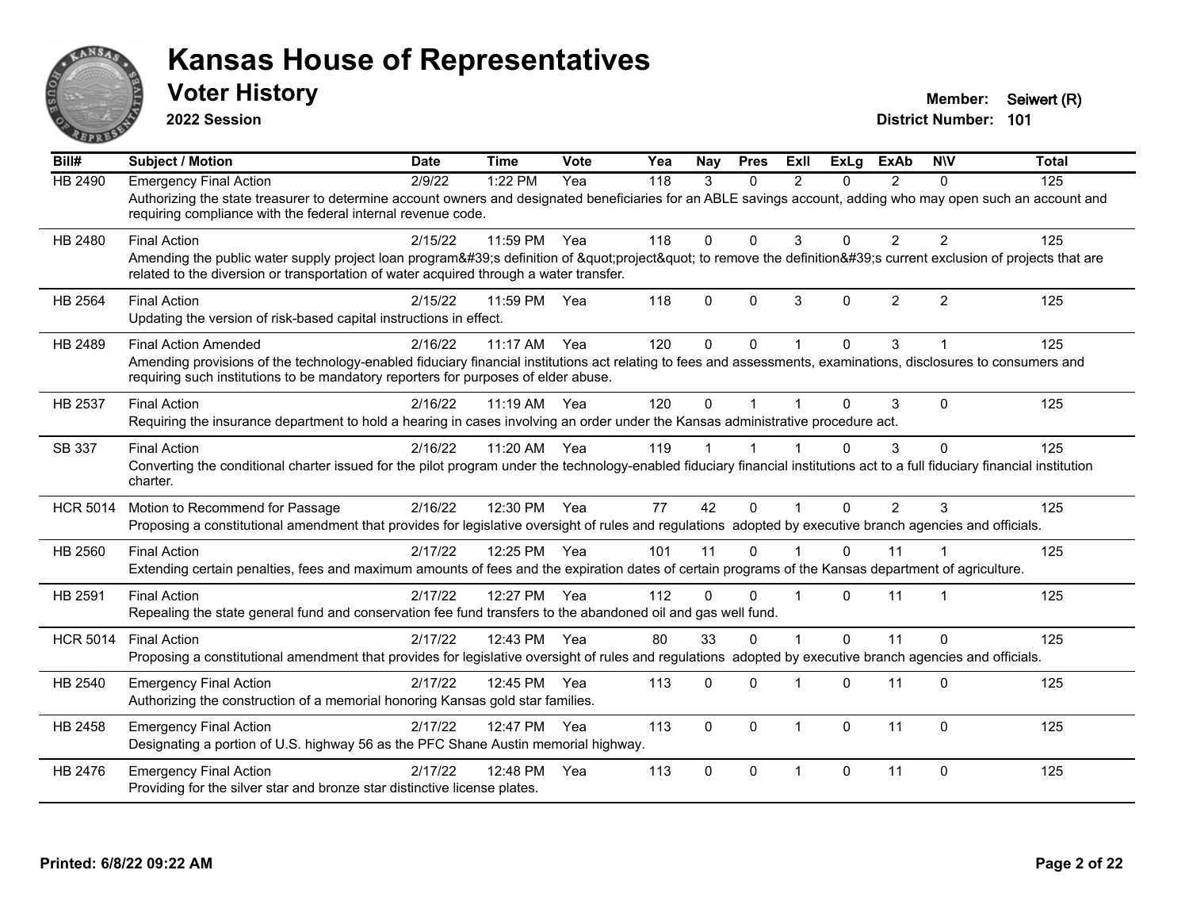# Kansas House of Representatives

## Voter History

**2022 Session**

**Member:** Seiwert (R)
**District Number:** 101

| Bill# | Subject / Motion | Date | Time | Vote | Yea | Nay | Pres | ExII | ExLg | ExAb | N\V | Total |
|---|---|---|---|---|---|---|---|---|---|---|---|---|
| HB 2490 | Emergency Final Action | 2/9/22 | 1:22 PM | Yea | 118 | 3 | 0 | 2 | 0 | 2 | 0 | 125 |
| | Authorizing the state treasurer to determine account owners and designated beneficiaries for an ABLE savings account, adding who may open such an account and requiring compliance with the federal internal revenue code. | | | | | | | | | | | |
| HB 2480 | Final Action | 2/15/22 | 11:59 PM | Yea | 118 | 0 | 0 | 3 | 0 | 2 | 2 | 125 |
| | Amending the public water supply project loan program&#39;s definition of &quot;project&quot; to remove the definition&#39;s current exclusion of projects that are related to the diversion or transportation of water acquired through a water transfer. | | | | | | | | | | | |
| HB 2564 | Final Action | 2/15/22 | 11:59 PM | Yea | 118 | 0 | 0 | 3 | 0 | 2 | 2 | 125 |
| | Updating the version of risk-based capital instructions in effect. | | | | | | | | | | | |
| HB 2489 | Final Action Amended | 2/16/22 | 11:17 AM | Yea | 120 | 0 | 0 | 1 | 0 | 3 | 1 | 125 |
| | Amending provisions of the technology-enabled fiduciary financial institutions act relating to fees and assessments, examinations, disclosures to consumers and requiring such institutions to be mandatory reporters for purposes of elder abuse. | | | | | | | | | | | |
| HB 2537 | Final Action | 2/16/22 | 11:19 AM | Yea | 120 | 0 | 1 | 1 | 0 | 3 | 0 | 125 |
| | Requiring the insurance department to hold a hearing in cases involving an order under the Kansas administrative procedure act. | | | | | | | | | | | |
| SB 337 | Final Action | 2/16/22 | 11:20 AM | Yea | 119 | 1 | 1 | 1 | 0 | 3 | 0 | 125 |
| | Converting the conditional charter issued for the pilot program under the technology-enabled fiduciary financial institutions act to a full fiduciary financial institution charter. | | | | | | | | | | | |
| HCR 5014 | Motion to Recommend for Passage | 2/16/22 | 12:30 PM | Yea | 77 | 42 | 0 | 1 | 0 | 2 | 3 | 125 |
| | Proposing a constitutional amendment that provides for legislative oversight of rules and regulations adopted by executive branch agencies and officials. | | | | | | | | | | | |
| HB 2560 | Final Action | 2/17/22 | 12:25 PM | Yea | 101 | 11 | 0 | 1 | 0 | 11 | 1 | 125 |
| | Extending certain penalties, fees and maximum amounts of fees and the expiration dates of certain programs of the Kansas department of agriculture. | | | | | | | | | | | |
| HB 2591 | Final Action | 2/17/22 | 12:27 PM | Yea | 112 | 0 | 0 | 1 | 0 | 11 | 1 | 125 |
| | Repealing the state general fund and conservation fee fund transfers to the abandoned oil and gas well fund. | | | | | | | | | | | |
| HCR 5014 | Final Action | 2/17/22 | 12:43 PM | Yea | 80 | 33 | 0 | 1 | 0 | 11 | 0 | 125 |
| | Proposing a constitutional amendment that provides for legislative oversight of rules and regulations adopted by executive branch agencies and officials. | | | | | | | | | | | |
| HB 2540 | Emergency Final Action | 2/17/22 | 12:45 PM | Yea | 113 | 0 | 0 | 1 | 0 | 11 | 0 | 125 |
| | Authorizing the construction of a memorial honoring Kansas gold star families. | | | | | | | | | | | |
| HB 2458 | Emergency Final Action | 2/17/22 | 12:47 PM | Yea | 113 | 0 | 0 | 1 | 0 | 11 | 0 | 125 |
| | Designating a portion of U.S. highway 56 as the PFC Shane Austin memorial highway. | | | | | | | | | | | |
| HB 2476 | Emergency Final Action | 2/17/22 | 12:48 PM | Yea | 113 | 0 | 0 | 1 | 0 | 11 | 0 | 125 |
| | Providing for the silver star and bronze star distinctive license plates. | | | | | | | | | | | |

**Printed: 6/8/22 09:22 AM**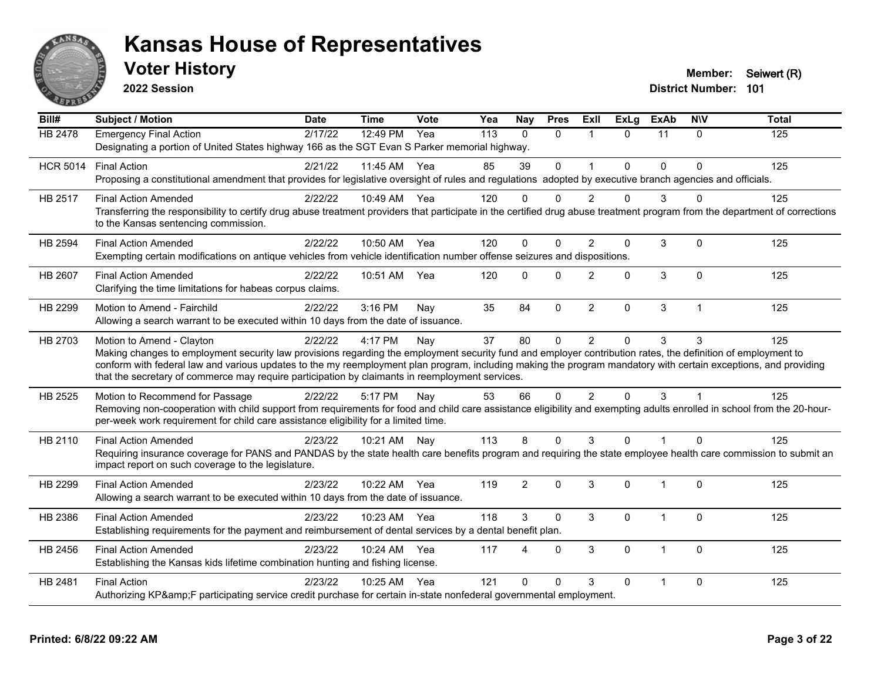# Kansas House of Representatives

## Voter History

**2022 Session**

**Member:** Seiwert (R)
**District Number:** 101

| Bill# | Subject / Motion | Date | Time | Vote | Yea | Nay | Pres | ExII | ExLg | ExAb | N\V | Total |
|---|---|---|---|---|---|---|---|---|---|---|---|---|
| HB 2478 | Emergency Final Action | 2/17/22 | 12:49 PM | Yea | 113 | 0 | 0 | 1 | 0 | 11 | 0 | 125 |
| | Designating a portion of United States highway 166 as the SGT Evan S Parker memorial highway. | | | | | | | | | | | |
| HCR 5014 | Final Action | 2/21/22 | 11:45 AM | Yea | 85 | 39 | 0 | 1 | 0 | 0 | 0 | 125 |
| | Proposing a constitutional amendment that provides for legislative oversight of rules and regulations adopted by executive branch agencies and officials. | | | | | | | | | | | |
| HB 2517 | Final Action Amended | 2/22/22 | 10:49 AM | Yea | 120 | 0 | 0 | 2 | 0 | 3 | 0 | 125 |
| | Transferring the responsibility to certify drug abuse treatment providers that participate in the certified drug abuse treatment program from the department of corrections to the Kansas sentencing commission. | | | | | | | | | | | |
| HB 2594 | Final Action Amended | 2/22/22 | 10:50 AM | Yea | 120 | 0 | 0 | 2 | 0 | 3 | 0 | 125 |
| | Exempting certain modifications on antique vehicles from vehicle identification number offense seizures and dispositions. | | | | | | | | | | | |
| HB 2607 | Final Action Amended | 2/22/22 | 10:51 AM | Yea | 120 | 0 | 0 | 2 | 0 | 3 | 0 | 125 |
| | Clarifying the time limitations for habeas corpus claims. | | | | | | | | | | | |
| HB 2299 | Motion to Amend - Fairchild | 2/22/22 | 3:16 PM | Nay | 35 | 84 | 0 | 2 | 0 | 3 | 1 | 125 |
| | Allowing a search warrant to be executed within 10 days from the date of issuance. | | | | | | | | | | | |
| HB 2703 | Motion to Amend - Clayton | 2/22/22 | 4:17 PM | Nay | 37 | 80 | 0 | 2 | 0 | 3 | 3 | 125 |
| | Making changes to employment security law provisions regarding the employment security fund and employer contribution rates, the definition of employment to conform with federal law and various updates to the my reemployment plan program, including making the program mandatory with certain exceptions, and providing that the secretary of commerce may require participation by claimants in reemployment services. | | | | | | | | | | | |
| HB 2525 | Motion to Recommend for Passage | 2/22/22 | 5:17 PM | Nay | 53 | 66 | 0 | 2 | 0 | 3 | 1 | 125 |
| | Removing non-cooperation with child support from requirements for food and child care assistance eligibility and exempting adults enrolled in school from the 20-hour-per-week work requirement for child care assistance eligibility for a limited time. | | | | | | | | | | | |
| HB 2110 | Final Action Amended | 2/23/22 | 10:21 AM | Nay | 113 | 8 | 0 | 3 | 0 | 1 | 0 | 125 |
| | Requiring insurance coverage for PANS and PANDAS by the state health care benefits program and requiring the state employee health care commission to submit an impact report on such coverage to the legislature. | | | | | | | | | | | |
| HB 2299 | Final Action Amended | 2/23/22 | 10:22 AM | Yea | 119 | 2 | 0 | 3 | 0 | 1 | 0 | 125 |
| | Allowing a search warrant to be executed within 10 days from the date of issuance. | | | | | | | | | | | |
| HB 2386 | Final Action Amended | 2/23/22 | 10:23 AM | Yea | 118 | 3 | 0 | 3 | 0 | 1 | 0 | 125 |
| | Establishing requirements for the payment and reimbursement of dental services by a dental benefit plan. | | | | | | | | | | | |
| HB 2456 | Final Action Amended | 2/23/22 | 10:24 AM | Yea | 117 | 4 | 0 | 3 | 0 | 1 | 0 | 125 |
| | Establishing the Kansas kids lifetime combination hunting and fishing license. | | | | | | | | | | | |
| HB 2481 | Final Action | 2/23/22 | 10:25 AM | Yea | 121 | 0 | 0 | 3 | 0 | 1 | 0 | 125 |
| | Authorizing KP&amp;F participating service credit purchase for certain in-state nonfederal governmental employment. | | | | | | | | | | | |

**Printed: 6/8/22 09:22 AM**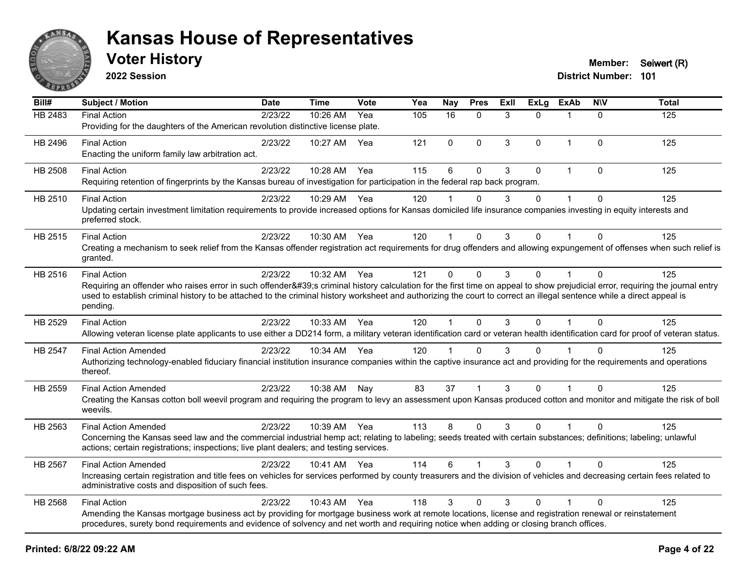# Kansas House of Representatives

## Voter History

**2022 Session**

**Member:** Seiwert (R)
**District Number:** 101

| Bill# | Subject / Motion | Date | Time | Vote | Yea | Nay | Pres | ExII | ExLg | ExAb | N\V | Total |
|---|---|---|---|---|---|---|---|---|---|---|---|---|
| HB 2483 | Final Action | 2/23/22 | 10:26 AM | Yea | 105 | 16 | 0 | 3 | 0 | 1 | 0 | 125 |
| | Providing for the daughters of the American revolution distinctive license plate. | | | | | | | | | | | |
| HB 2496 | Final Action | 2/23/22 | 10:27 AM | Yea | 121 | 0 | 0 | 3 | 0 | 1 | 0 | 125 |
| | Enacting the uniform family law arbitration act. | | | | | | | | | | | |
| HB 2508 | Final Action | 2/23/22 | 10:28 AM | Yea | 115 | 6 | 0 | 3 | 0 | 1 | 0 | 125 |
| | Requiring retention of fingerprints by the Kansas bureau of investigation for participation in the federal rap back program. | | | | | | | | | | | |
| HB 2510 | Final Action | 2/23/22 | 10:29 AM | Yea | 120 | 1 | 0 | 3 | 0 | 1 | 0 | 125 |
| | Updating certain investment limitation requirements to provide increased options for Kansas domiciled life insurance companies investing in equity interests and preferred stock. | | | | | | | | | | | |
| HB 2515 | Final Action | 2/23/22 | 10:30 AM | Yea | 120 | 1 | 0 | 3 | 0 | 1 | 0 | 125 |
| | Creating a mechanism to seek relief from the Kansas offender registration act requirements for drug offenders and allowing expungement of offenses when such relief is granted. | | | | | | | | | | | |
| HB 2516 | Final Action | 2/23/22 | 10:32 AM | Yea | 121 | 0 | 0 | 3 | 0 | 1 | 0 | 125 |
| | Requiring an offender who raises error in such offender&#39;s criminal history calculation for the first time on appeal to show prejudicial error, requiring the journal entry used to establish criminal history to be attached to the criminal history worksheet and authorizing the court to correct an illegal sentence while a direct appeal is pending. | | | | | | | | | | | |
| HB 2529 | Final Action | 2/23/22 | 10:33 AM | Yea | 120 | 1 | 0 | 3 | 0 | 1 | 0 | 125 |
| | Allowing veteran license plate applicants to use either a DD214 form, a military veteran identification card or veteran health identification card for proof of veteran status. | | | | | | | | | | | |
| HB 2547 | Final Action Amended | 2/23/22 | 10:34 AM | Yea | 120 | 1 | 0 | 3 | 0 | 1 | 0 | 125 |
| | Authorizing technology-enabled fiduciary financial institution insurance companies within the captive insurance act and providing for the requirements and operations thereof. | | | | | | | | | | | |
| HB 2559 | Final Action Amended | 2/23/22 | 10:38 AM | Nay | 83 | 37 | 1 | 3 | 0 | 1 | 0 | 125 |
| | Creating the Kansas cotton boll weevil program and requiring the program to levy an assessment upon Kansas produced cotton and monitor and mitigate the risk of boll weevils. | | | | | | | | | | | |
| HB 2563 | Final Action Amended | 2/23/22 | 10:39 AM | Yea | 113 | 8 | 0 | 3 | 0 | 1 | 0 | 125 |
| | Concerning the Kansas seed law and the commercial industrial hemp act; relating to labeling; seeds treated with certain substances; definitions; labeling; unlawful actions; certain registrations; inspections; live plant dealers; and testing services. | | | | | | | | | | | |
| HB 2567 | Final Action Amended | 2/23/22 | 10:41 AM | Yea | 114 | 6 | 1 | 3 | 0 | 1 | 0 | 125 |
| | Increasing certain registration and title fees on vehicles for services performed by county treasurers and the division of vehicles and decreasing certain fees related to administrative costs and disposition of such fees. | | | | | | | | | | | |
| HB 2568 | Final Action | 2/23/22 | 10:43 AM | Yea | 118 | 3 | 0 | 3 | 0 | 1 | 0 | 125 |
| | Amending the Kansas mortgage business act by providing for mortgage business work at remote locations, license and registration renewal or reinstatement procedures, surety bond requirements and evidence of solvency and net worth and requiring notice when adding or closing branch offices. | | | | | | | | | | | |

**Printed: 6/8/22 09:22 AM**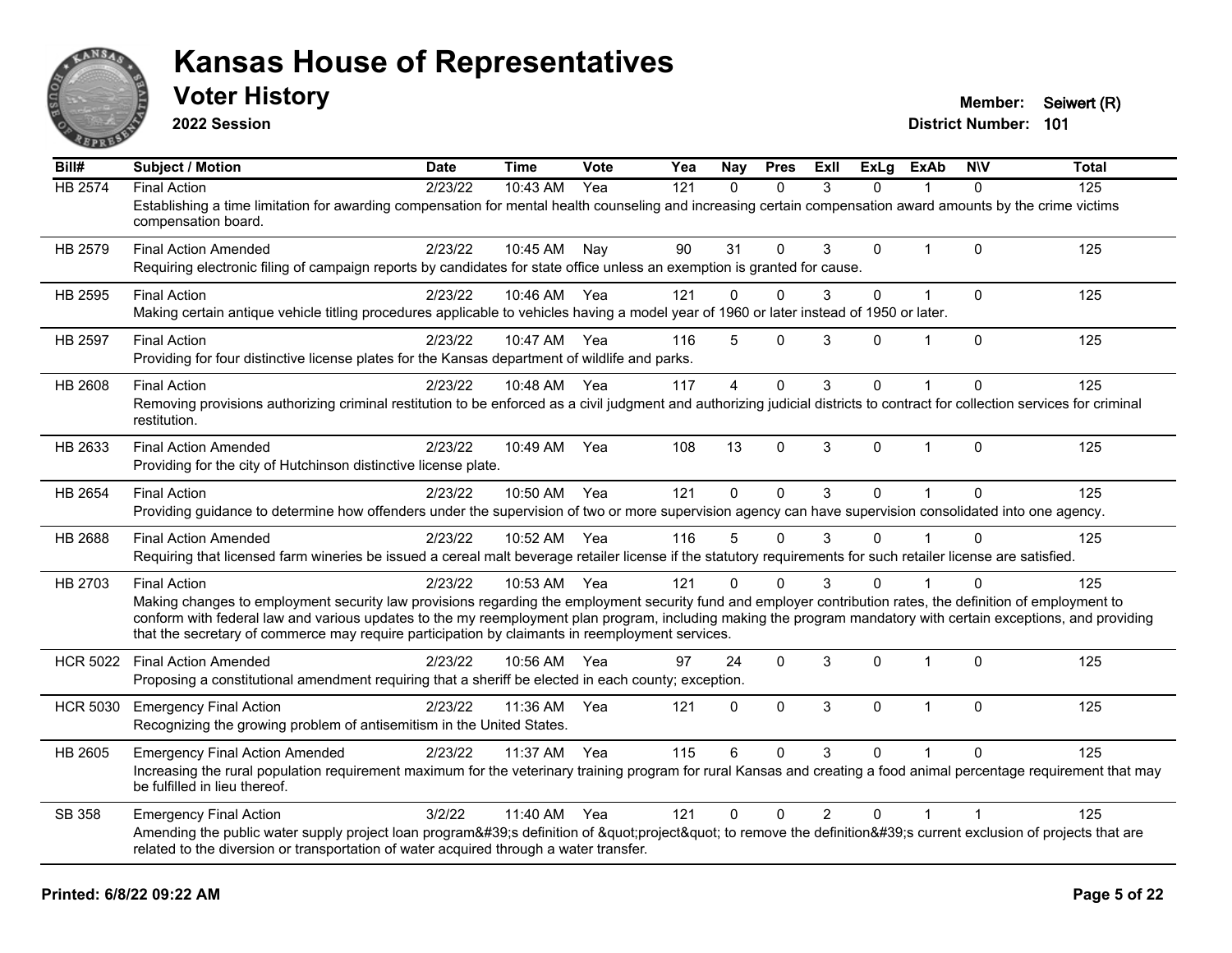# Kansas House of Representatives

## Voter History

**2022 Session**

**Member:** Seiwert (R)
**District Number:** 101

| Bill# | Subject / Motion | Date | Time | Vote | Yea | Nay | Pres | ExII | ExLg | ExAb | N\V | Total |
|---|---|---|---|---|---|---|---|---|---|---|---|---|
| HB 2574 | Final Action | 2/23/22 | 10:43 AM | Yea | 121 | 0 | 0 | 3 | 0 | 1 | 0 | 125 |
| | Establishing a time limitation for awarding compensation for mental health counseling and increasing certain compensation award amounts by the crime victims compensation board. | | | | | | | | | | | |
| HB 2579 | Final Action Amended | 2/23/22 | 10:45 AM | Nay | 90 | 31 | 0 | 3 | 0 | 1 | 0 | 125 |
| | Requiring electronic filing of campaign reports by candidates for state office unless an exemption is granted for cause. | | | | | | | | | | | |
| HB 2595 | Final Action | 2/23/22 | 10:46 AM | Yea | 121 | 0 | 0 | 3 | 0 | 1 | 0 | 125 |
| | Making certain antique vehicle titling procedures applicable to vehicles having a model year of 1960 or later instead of 1950 or later. | | | | | | | | | | | |
| HB 2597 | Final Action | 2/23/22 | 10:47 AM | Yea | 116 | 5 | 0 | 3 | 0 | 1 | 0 | 125 |
| | Providing for four distinctive license plates for the Kansas department of wildlife and parks. | | | | | | | | | | | |
| HB 2608 | Final Action | 2/23/22 | 10:48 AM | Yea | 117 | 4 | 0 | 3 | 0 | 1 | 0 | 125 |
| | Removing provisions authorizing criminal restitution to be enforced as a civil judgment and authorizing judicial districts to contract for collection services for criminal restitution. | | | | | | | | | | | |
| HB 2633 | Final Action Amended | 2/23/22 | 10:49 AM | Yea | 108 | 13 | 0 | 3 | 0 | 1 | 0 | 125 |
| | Providing for the city of Hutchinson distinctive license plate. | | | | | | | | | | | |
| HB 2654 | Final Action | 2/23/22 | 10:50 AM | Yea | 121 | 0 | 0 | 3 | 0 | 1 | 0 | 125 |
| | Providing guidance to determine how offenders under the supervision of two or more supervision agency can have supervision consolidated into one agency. | | | | | | | | | | | |
| HB 2688 | Final Action Amended | 2/23/22 | 10:52 AM | Yea | 116 | 5 | 0 | 3 | 0 | 1 | 0 | 125 |
| | Requiring that licensed farm wineries be issued a cereal malt beverage retailer license if the statutory requirements for such retailer license are satisfied. | | | | | | | | | | | |
| HB 2703 | Final Action | 2/23/22 | 10:53 AM | Yea | 121 | 0 | 0 | 3 | 0 | 1 | 0 | 125 |
| | Making changes to employment security law provisions regarding the employment security fund and employer contribution rates, the definition of employment to conform with federal law and various updates to the my reemployment plan program, including making the program mandatory with certain exceptions, and providing that the secretary of commerce may require participation by claimants in reemployment services. | | | | | | | | | | | |
| HCR 5022 | Final Action Amended | 2/23/22 | 10:56 AM | Yea | 97 | 24 | 0 | 3 | 0 | 1 | 0 | 125 |
| | Proposing a constitutional amendment requiring that a sheriff be elected in each county; exception. | | | | | | | | | | | |
| HCR 5030 | Emergency Final Action | 2/23/22 | 11:36 AM | Yea | 121 | 0 | 0 | 3 | 0 | 1 | 0 | 125 |
| | Recognizing the growing problem of antisemitism in the United States. | | | | | | | | | | | |
| HB 2605 | Emergency Final Action Amended | 2/23/22 | 11:37 AM | Yea | 115 | 6 | 0 | 3 | 0 | 1 | 0 | 125 |
| | Increasing the rural population requirement maximum for the veterinary training program for rural Kansas and creating a food animal percentage requirement that may be fulfilled in lieu thereof. | | | | | | | | | | | |
| SB 358 | Emergency Final Action | 3/2/22 | 11:40 AM | Yea | 121 | 0 | 0 | 2 | 0 | 1 | 1 | 125 |
| | Amending the public water supply project loan program&#39;s definition of &quot;project&quot; to remove the definition&#39;s current exclusion of projects that are related to the diversion or transportation of water acquired through a water transfer. | | | | | | | | | | | |

**Printed: 6/8/22 09:22 AM**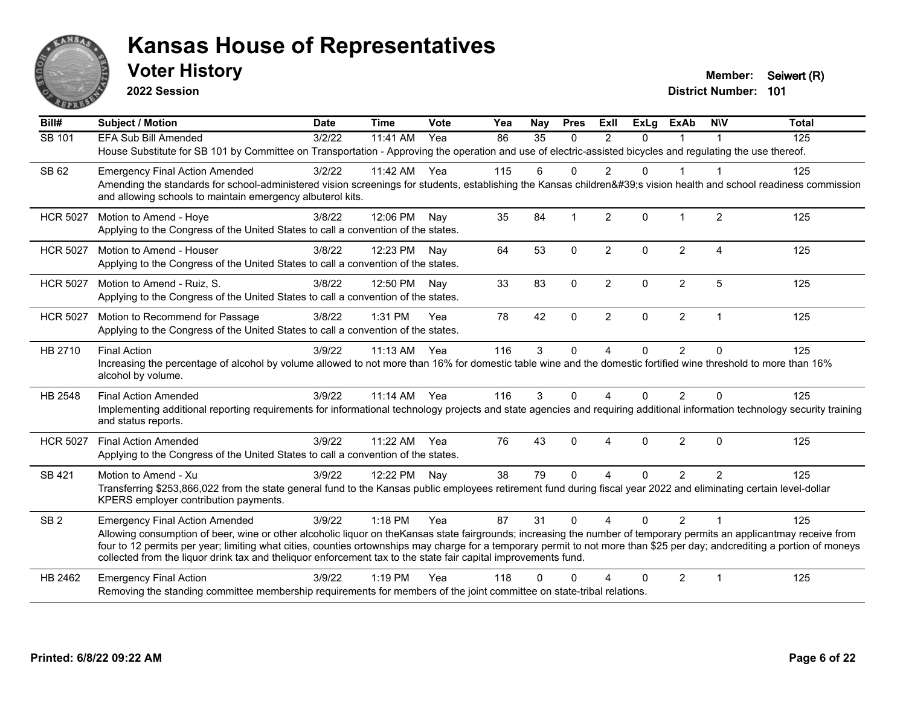# Kansas House of Representatives

## Voter History

**2022 Session**

**Member:** Seiwert (R)
**District Number:** 101

| Bill# | Subject / Motion | Date | Time | Vote | Yea | Nay | Pres | ExII | ExLg | ExAb | N\V | Total |
|---|---|---|---|---|---|---|---|---|---|---|---|---|
| SB 101 | EFA Sub Bill Amended | 3/2/22 | 11:41 AM | Yea | 86 | 35 | 0 | 2 | 0 | 1 | 1 | 125 |
| | House Substitute for SB 101 by Committee on Transportation - Approving the operation and use of electric-assisted bicycles and regulating the use thereof. | | | | | | | | | | | |
| SB 62 | Emergency Final Action Amended | 3/2/22 | 11:42 AM | Yea | 115 | 6 | 0 | 2 | 0 | 1 | 1 | 125 |
| | Amending the standards for school-administered vision screenings for students, establishing the Kansas children&#39;s vision health and school readiness commission and allowing schools to maintain emergency albuterol kits. | | | | | | | | | | | |
| HCR 5027 | Motion to Amend - Hoye | 3/8/22 | 12:06 PM | Nay | 35 | 84 | 1 | 2 | 0 | 1 | 2 | 125 |
| | Applying to the Congress of the United States to call a convention of the states. | | | | | | | | | | | |
| HCR 5027 | Motion to Amend - Houser | 3/8/22 | 12:23 PM | Nay | 64 | 53 | 0 | 2 | 0 | 2 | 4 | 125 |
| | Applying to the Congress of the United States to call a convention of the states. | | | | | | | | | | | |
| HCR 5027 | Motion to Amend - Ruiz, S. | 3/8/22 | 12:50 PM | Nay | 33 | 83 | 0 | 2 | 0 | 2 | 5 | 125 |
| | Applying to the Congress of the United States to call a convention of the states. | | | | | | | | | | | |
| HCR 5027 | Motion to Recommend for Passage | 3/8/22 | 1:31 PM | Yea | 78 | 42 | 0 | 2 | 0 | 2 | 1 | 125 |
| | Applying to the Congress of the United States to call a convention of the states. | | | | | | | | | | | |
| HB 2710 | Final Action | 3/9/22 | 11:13 AM | Yea | 116 | 3 | 0 | 4 | 0 | 2 | 0 | 125 |
| | Increasing the percentage of alcohol by volume allowed to not more than 16% for domestic table wine and the domestic fortified wine threshold to more than 16% alcohol by volume. | | | | | | | | | | | |
| HB 2548 | Final Action Amended | 3/9/22 | 11:14 AM | Yea | 116 | 3 | 0 | 4 | 0 | 2 | 0 | 125 |
| | Implementing additional reporting requirements for informational technology projects and state agencies and requiring additional information technology security training and status reports. | | | | | | | | | | | |
| HCR 5027 | Final Action Amended | 3/9/22 | 11:22 AM | Yea | 76 | 43 | 0 | 4 | 0 | 2 | 0 | 125 |
| | Applying to the Congress of the United States to call a convention of the states. | | | | | | | | | | | |
| SB 421 | Motion to Amend - Xu | 3/9/22 | 12:22 PM | Nay | 38 | 79 | 0 | 4 | 0 | 2 | 2 | 125 |
| | Transferring $253,866,022 from the state general fund to the Kansas public employees retirement fund during fiscal year 2022 and eliminating certain level-dollar KPERS employer contribution payments. | | | | | | | | | | | |
| SB 2 | Emergency Final Action Amended | 3/9/22 | 1:18 PM | Yea | 87 | 31 | 0 | 4 | 0 | 2 | 1 | 125 |
| | Allowing consumption of beer, wine or other alcoholic liquor on theKansas state fairgrounds; increasing the number of temporary permits an applicantmay receive from four to 12 permits per year; limiting what cities, counties ortownships may charge for a temporary permit to not more than $25 per day; andcrediting a portion of moneys collected from the liquor drink tax and theliquor enforcement tax to the state fair capital improvements fund. | | | | | | | | | | | |
| HB 2462 | Emergency Final Action | 3/9/22 | 1:19 PM | Yea | 118 | 0 | 0 | 4 | 0 | 2 | 1 | 125 |
| | Removing the standing committee membership requirements for members of the joint committee on state-tribal relations. | | | | | | | | | | | |

Printed: 6/8/22 09:22 AM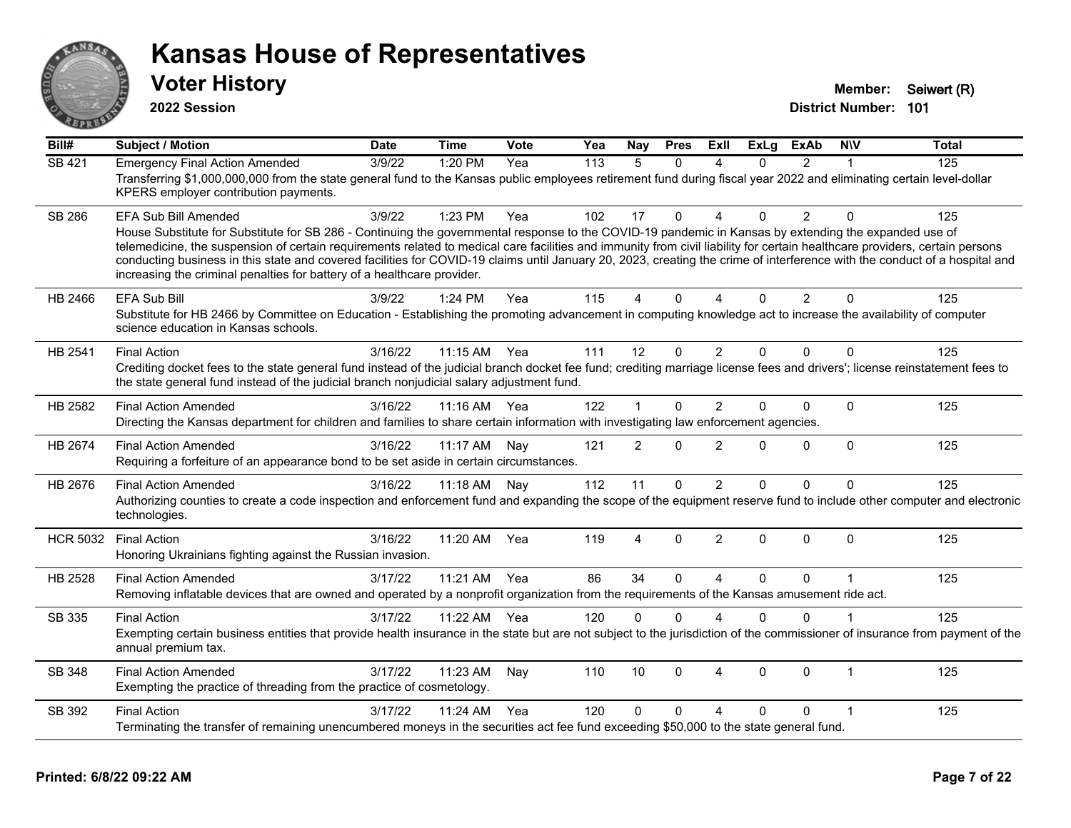# Kansas House of Representatives

## Voter History

**2022 Session**

**Member:** Seiwert (R)
**District Number:** 101

| Bill# | Subject / Motion | Date | Time | Vote | Yea | Nay | Pres | ExII | ExLg | ExAb | N\V | Total |
|---|---|---|---|---|---|---|---|---|---|---|---|---|
| SB 421 | Emergency Final Action Amended | 3/9/22 | 1:20 PM | Yea | 113 | 5 | 0 | 4 | 0 | 2 | 1 | 125 |
| | Transferring $1,000,000,000 from the state general fund to the Kansas public employees retirement fund during fiscal year 2022 and eliminating certain level-dollar KPERS employer contribution payments. | | | | | | | | | | | |
| SB 286 | EFA Sub Bill Amended | 3/9/22 | 1:23 PM | Yea | 102 | 17 | 0 | 4 | 0 | 2 | 0 | 125 |
| | House Substitute for Substitute for SB 286 - Continuing the governmental response to the COVID-19 pandemic in Kansas by extending the expanded use of telemedicine, the suspension of certain requirements related to medical care facilities and immunity from civil liability for certain healthcare providers, certain persons conducting business in this state and covered facilities for COVID-19 claims until January 20, 2023, creating the crime of interference with the conduct of a hospital and increasing the criminal penalties for battery of a healthcare provider. | | | | | | | | | | | |
| HB 2466 | EFA Sub Bill | 3/9/22 | 1:24 PM | Yea | 115 | 4 | 0 | 4 | 0 | 2 | 0 | 125 |
| | Substitute for HB 2466 by Committee on Education - Establishing the promoting advancement in computing knowledge act to increase the availability of computer science education in Kansas schools. | | | | | | | | | | | |
| HB 2541 | Final Action | 3/16/22 | 11:15 AM | Yea | 111 | 12 | 0 | 2 | 0 | 0 | 0 | 125 |
| | Crediting docket fees to the state general fund instead of the judicial branch docket fee fund; crediting marriage license fees and drivers'; license reinstatement fees to the state general fund instead of the judicial branch nonjudicial salary adjustment fund. | | | | | | | | | | | |
| HB 2582 | Final Action Amended | 3/16/22 | 11:16 AM | Yea | 122 | 1 | 0 | 2 | 0 | 0 | 0 | 125 |
| | Directing the Kansas department for children and families to share certain information with investigating law enforcement agencies. | | | | | | | | | | | |
| HB 2674 | Final Action Amended | 3/16/22 | 11:17 AM | Nay | 121 | 2 | 0 | 2 | 0 | 0 | 0 | 125 |
| | Requiring a forfeiture of an appearance bond to be set aside in certain circumstances. | | | | | | | | | | | |
| HB 2676 | Final Action Amended | 3/16/22 | 11:18 AM | Nay | 112 | 11 | 0 | 2 | 0 | 0 | 0 | 125 |
| | Authorizing counties to create a code inspection and enforcement fund and expanding the scope of the equipment reserve fund to include other computer and electronic technologies. | | | | | | | | | | | |
| HCR 5032 | Final Action | 3/16/22 | 11:20 AM | Yea | 119 | 4 | 0 | 2 | 0 | 0 | 0 | 125 |
| | Honoring Ukrainians fighting against the Russian invasion. | | | | | | | | | | | |
| HB 2528 | Final Action Amended | 3/17/22 | 11:21 AM | Yea | 86 | 34 | 0 | 4 | 0 | 0 | 1 | 125 |
| | Removing inflatable devices that are owned and operated by a nonprofit organization from the requirements of the Kansas amusement ride act. | | | | | | | | | | | |
| SB 335 | Final Action | 3/17/22 | 11:22 AM | Yea | 120 | 0 | 0 | 4 | 0 | 0 | 1 | 125 |
| | Exempting certain business entities that provide health insurance in the state but are not subject to the jurisdiction of the commissioner of insurance from payment of the annual premium tax. | | | | | | | | | | | |
| SB 348 | Final Action Amended | 3/17/22 | 11:23 AM | Nay | 110 | 10 | 0 | 4 | 0 | 0 | 1 | 125 |
| | Exempting the practice of threading from the practice of cosmetology. | | | | | | | | | | | |
| SB 392 | Final Action | 3/17/22 | 11:24 AM | Yea | 120 | 0 | 0 | 4 | 0 | 0 | 1 | 125 |
| | Terminating the transfer of remaining unencumbered moneys in the securities act fee fund exceeding $50,000 to the state general fund. | | | | | | | | | | | |

**Printed: 6/8/22 09:22 AM**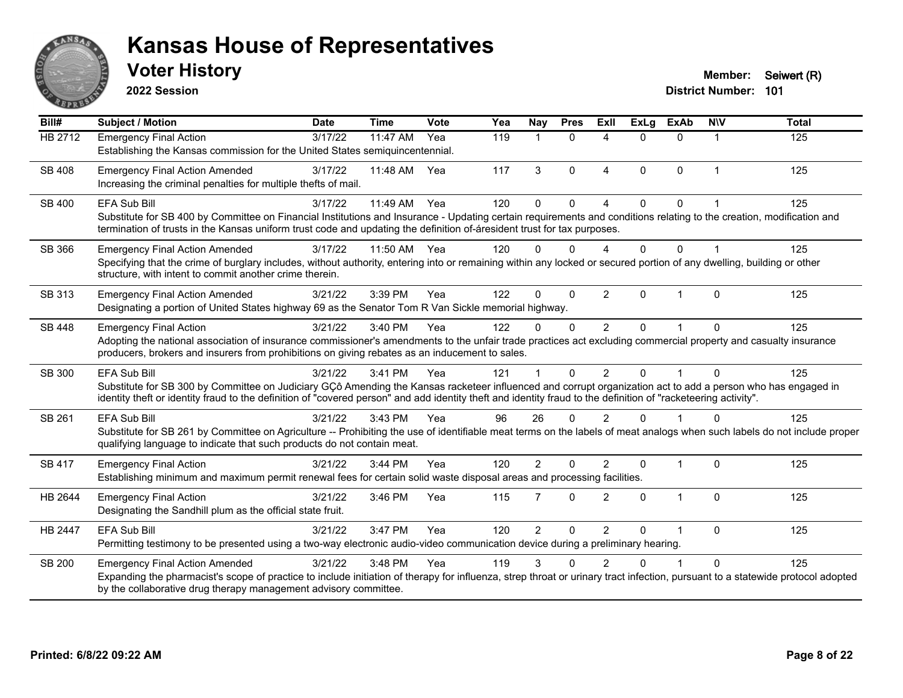# Kansas House of Representatives

## Voter History

**2022 Session**

**Member:** Seiwert (R)
**District Number:** 101

| Bill# | Subject / Motion | Date | Time | Vote | Yea | Nay | Pres | ExII | ExLg | ExAb | N\V | Total |
|---|---|---|---|---|---|---|---|---|---|---|---|---|
| HB 2712 | Emergency Final Action<br>Establishing the Kansas commission for the United States semiquincentennial. | 3/17/22 | 11:47 AM | Yea | 119 | 1 | 0 | 4 | 0 | 0 | 1 | 125 |
| SB 408 | Emergency Final Action Amended<br>Increasing the criminal penalties for multiple thefts of mail. | 3/17/22 | 11:48 AM | Yea | 117 | 3 | 0 | 4 | 0 | 0 | 1 | 125 |
| SB 400 | EFA Sub Bill<br>Substitute for SB 400 by Committee on Financial Institutions and Insurance - Updating certain requirements and conditions relating to the creation, modification and termination of trusts in the Kansas uniform trust code and updating the definition of-áresident trust for tax purposes. | 3/17/22 | 11:49 AM | Yea | 120 | 0 | 0 | 4 | 0 | 0 | 1 | 125 |
| SB 366 | Emergency Final Action Amended<br>Specifying that the crime of burglary includes, without authority, entering into or remaining within any locked or secured portion of any dwelling, building or other structure, with intent to commit another crime therein. | 3/17/22 | 11:50 AM | Yea | 120 | 0 | 0 | 4 | 0 | 0 | 1 | 125 |
| SB 313 | Emergency Final Action Amended<br>Designating a portion of United States highway 69 as the Senator Tom R Van Sickle memorial highway. | 3/21/22 | 3:39 PM | Yea | 122 | 0 | 0 | 2 | 0 | 1 | 0 | 125 |
| SB 448 | Emergency Final Action<br>Adopting the national association of insurance commissioner's amendments to the unfair trade practices act excluding commercial property and casualty insurance producers, brokers and insurers from prohibitions on giving rebates as an inducement to sales. | 3/21/22 | 3:40 PM | Yea | 122 | 0 | 0 | 2 | 0 | 1 | 0 | 125 |
| SB 300 | EFA Sub Bill<br>Substitute for SB 300 by Committee on Judiciary GÇô Amending the Kansas racketeer influenced and corrupt organization act to add a person who has engaged in identity theft or identity fraud to the definition of "covered person" and add identity theft and identity fraud to the definition of "racketeering activity". | 3/21/22 | 3:41 PM | Yea | 121 | 1 | 0 | 2 | 0 | 1 | 0 | 125 |
| SB 261 | EFA Sub Bill<br>Substitute for SB 261 by Committee on Agriculture -- Prohibiting the use of identifiable meat terms on the labels of meat analogs when such labels do not include proper qualifying language to indicate that such products do not contain meat. | 3/21/22 | 3:43 PM | Yea | 96 | 26 | 0 | 2 | 0 | 1 | 0 | 125 |
| SB 417 | Emergency Final Action<br>Establishing minimum and maximum permit renewal fees for certain solid waste disposal areas and processing facilities. | 3/21/22 | 3:44 PM | Yea | 120 | 2 | 0 | 2 | 0 | 1 | 0 | 125 |
| HB 2644 | Emergency Final Action<br>Designating the Sandhill plum as the official state fruit. | 3/21/22 | 3:46 PM | Yea | 115 | 7 | 0 | 2 | 0 | 1 | 0 | 125 |
| HB 2447 | EFA Sub Bill<br>Permitting testimony to be presented using a two-way electronic audio-video communication device during a preliminary hearing. | 3/21/22 | 3:47 PM | Yea | 120 | 2 | 0 | 2 | 0 | 1 | 0 | 125 |
| SB 200 | Emergency Final Action Amended<br>Expanding the pharmacist's scope of practice to include initiation of therapy for influenza, strep throat or urinary tract infection, pursuant to a statewide protocol adopted by the collaborative drug therapy management advisory committee. | 3/21/22 | 3:48 PM | Yea | 119 | 3 | 0 | 2 | 0 | 1 | 0 | 125 |

**Printed: 6/8/22 09:22 AM**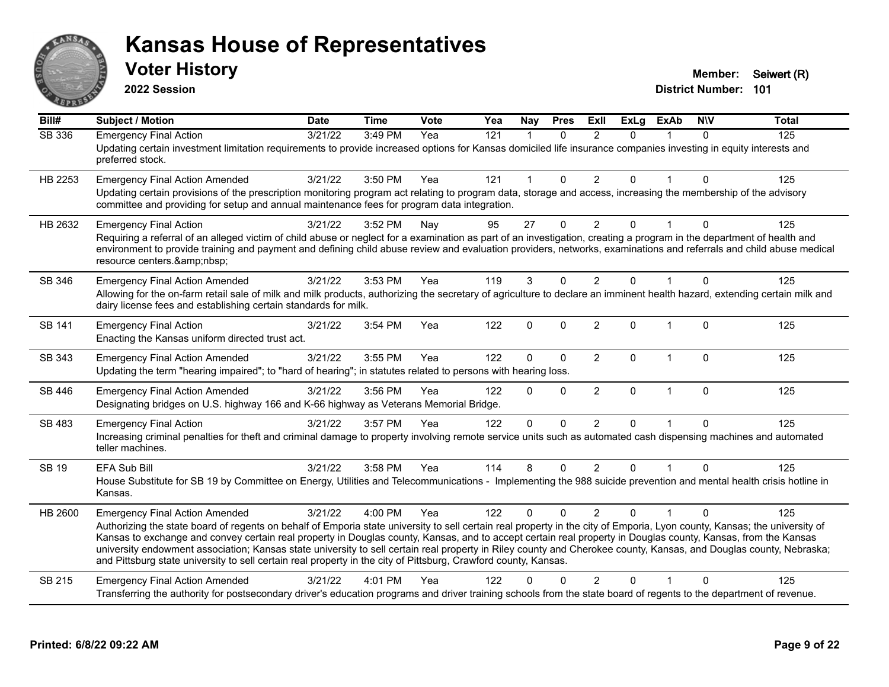# Kansas House of Representatives

## Voter History

**2022 Session**

**Member:** Seiwert (R)
**District Number:** 101

| Bill# | Subject / Motion | Date | Time | Vote | Yea | Nay | Pres | ExII | ExLg | ExAb | N\V | Total |
|---|---|---|---|---|---|---|---|---|---|---|---|---|
| SB 336 | Emergency Final Action | 3/21/22 | 3:49 PM | Yea | 121 | 1 | 0 | 2 | 0 | 1 | 0 | 125 |
| | Updating certain investment limitation requirements to provide increased options for Kansas domiciled life insurance companies investing in equity interests and preferred stock. | | | | | | | | | | | |
| HB 2253 | Emergency Final Action Amended | 3/21/22 | 3:50 PM | Yea | 121 | 1 | 0 | 2 | 0 | 1 | 0 | 125 |
| | Updating certain provisions of the prescription monitoring program act relating to program data, storage and access, increasing the membership of the advisory committee and providing for setup and annual maintenance fees for program data integration. | | | | | | | | | | | |
| HB 2632 | Emergency Final Action | 3/21/22 | 3:52 PM | Nay | 95 | 27 | 0 | 2 | 0 | 1 | 0 | 125 |
| | Requiring a referral of an alleged victim of child abuse or neglect for a examination as part of an investigation, creating a program in the department of health and environment to provide training and payment and defining child abuse review and evaluation providers, networks, examinations and referrals and child abuse medical resource centers.&amp;nbsp; | | | | | | | | | | | |
| SB 346 | Emergency Final Action Amended | 3/21/22 | 3:53 PM | Yea | 119 | 3 | 0 | 2 | 0 | 1 | 0 | 125 |
| | Allowing for the on-farm retail sale of milk and milk products, authorizing the secretary of agriculture to declare an imminent health hazard, extending certain milk and dairy license fees and establishing certain standards for milk. | | | | | | | | | | | |
| SB 141 | Emergency Final Action | 3/21/22 | 3:54 PM | Yea | 122 | 0 | 0 | 2 | 0 | 1 | 0 | 125 |
| | Enacting the Kansas uniform directed trust act. | | | | | | | | | | | |
| SB 343 | Emergency Final Action Amended | 3/21/22 | 3:55 PM | Yea | 122 | 0 | 0 | 2 | 0 | 1 | 0 | 125 |
| | Updating the term "hearing impaired"; to "hard of hearing"; in statutes related to persons with hearing loss. | | | | | | | | | | | |
| SB 446 | Emergency Final Action Amended | 3/21/22 | 3:56 PM | Yea | 122 | 0 | 0 | 2 | 0 | 1 | 0 | 125 |
| | Designating bridges on U.S. highway 166 and K-66 highway as Veterans Memorial Bridge. | | | | | | | | | | | |
| SB 483 | Emergency Final Action | 3/21/22 | 3:57 PM | Yea | 122 | 0 | 0 | 2 | 0 | 1 | 0 | 125 |
| | Increasing criminal penalties for theft and criminal damage to property involving remote service units such as automated cash dispensing machines and automated teller machines. | | | | | | | | | | | |
| SB 19 | EFA Sub Bill | 3/21/22 | 3:58 PM | Yea | 114 | 8 | 0 | 2 | 0 | 1 | 0 | 125 |
| | House Substitute for SB 19 by Committee on Energy, Utilities and Telecommunications - Implementing the 988 suicide prevention and mental health crisis hotline in Kansas. | | | | | | | | | | | |
| HB 2600 | Emergency Final Action Amended | 3/21/22 | 4:00 PM | Yea | 122 | 0 | 0 | 2 | 0 | 1 | 0 | 125 |
| | Authorizing the state board of regents on behalf of Emporia state university to sell certain real property in the city of Emporia, Lyon county, Kansas; the university of Kansas to exchange and convey certain real property in Douglas county, Kansas, and to accept certain real property in Douglas county, Kansas, from the Kansas university endowment association; Kansas state university to sell certain real property in Riley county and Cherokee county, Kansas, and Douglas county, Nebraska; and Pittsburg state university to sell certain real property in the city of Pittsburg, Crawford county, Kansas. | | | | | | | | | | | |
| SB 215 | Emergency Final Action Amended | 3/21/22 | 4:01 PM | Yea | 122 | 0 | 0 | 2 | 0 | 1 | 0 | 125 |
| | Transferring the authority for postsecondary driver's education programs and driver training schools from the state board of regents to the department of revenue. | | | | | | | | | | | |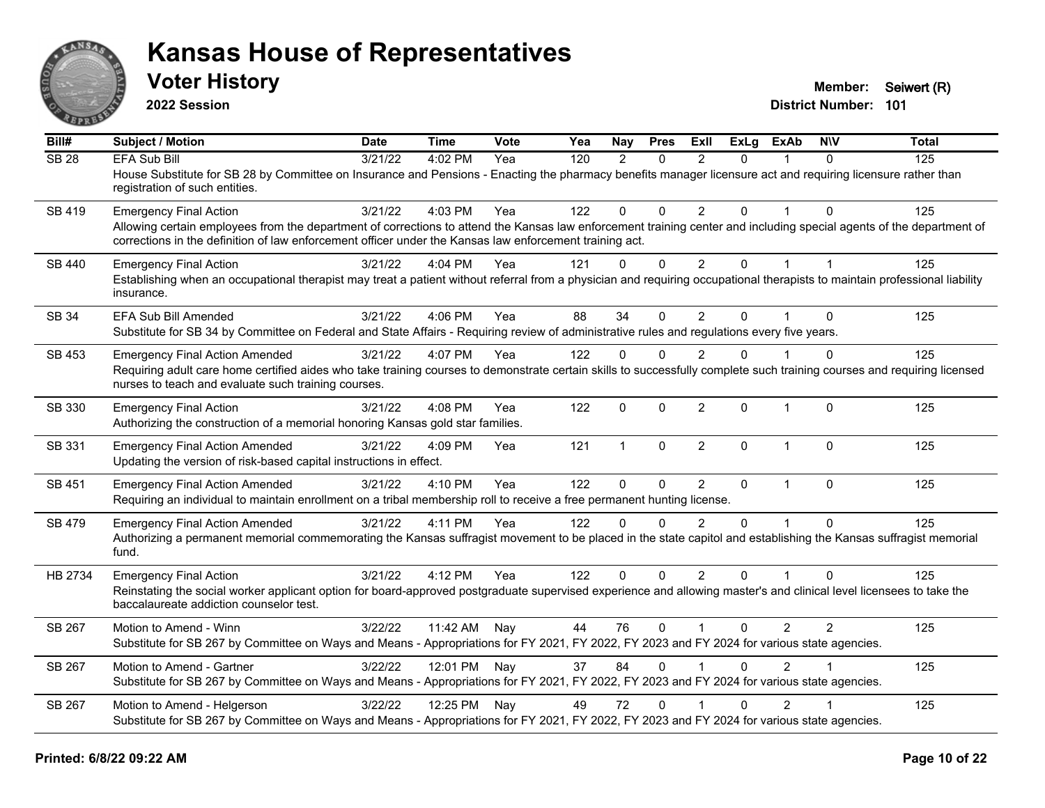# Kansas House of Representatives

## Voter History

**2022 Session**

**Member:** Seiwert (R)
**District Number:** 101

| Bill# | Subject / Motion | Date | Time | Vote | Yea | Nay | Pres | ExII | ExLg | ExAb | N\V | Total |
|---|---|---|---|---|---|---|---|---|---|---|---|---|
| SB 28 | EFA Sub Bill | 3/21/22 | 4:02 PM | Yea | 120 | 2 | 0 | 2 | 0 | 1 | 0 | 125 |
| | House Substitute for SB 28 by Committee on Insurance and Pensions - Enacting the pharmacy benefits manager licensure act and requiring licensure rather than registration of such entities. | | | | | | | | | | | |
| SB 419 | Emergency Final Action | 3/21/22 | 4:03 PM | Yea | 122 | 0 | 0 | 2 | 0 | 1 | 0 | 125 |
| | Allowing certain employees from the department of corrections to attend the Kansas law enforcement training center and including special agents of the department of corrections in the definition of law enforcement officer under the Kansas law enforcement training act. | | | | | | | | | | | |
| SB 440 | Emergency Final Action | 3/21/22 | 4:04 PM | Yea | 121 | 0 | 0 | 2 | 0 | 1 | 1 | 125 |
| | Establishing when an occupational therapist may treat a patient without referral from a physician and requiring occupational therapists to maintain professional liability insurance. | | | | | | | | | | | |
| SB 34 | EFA Sub Bill Amended | 3/21/22 | 4:06 PM | Yea | 88 | 34 | 0 | 2 | 0 | 1 | 0 | 125 |
| | Substitute for SB 34 by Committee on Federal and State Affairs - Requiring review of administrative rules and regulations every five years. | | | | | | | | | | | |
| SB 453 | Emergency Final Action Amended | 3/21/22 | 4:07 PM | Yea | 122 | 0 | 0 | 2 | 0 | 1 | 0 | 125 |
| | Requiring adult care home certified aides who take training courses to demonstrate certain skills to successfully complete such training courses and requiring licensed nurses to teach and evaluate such training courses. | | | | | | | | | | | |
| SB 330 | Emergency Final Action | 3/21/22 | 4:08 PM | Yea | 122 | 0 | 0 | 2 | 0 | 1 | 0 | 125 |
| | Authorizing the construction of a memorial honoring Kansas gold star families. | | | | | | | | | | | |
| SB 331 | Emergency Final Action Amended | 3/21/22 | 4:09 PM | Yea | 121 | 1 | 0 | 2 | 0 | 1 | 0 | 125 |
| | Updating the version of risk-based capital instructions in effect. | | | | | | | | | | | |
| SB 451 | Emergency Final Action Amended | 3/21/22 | 4:10 PM | Yea | 122 | 0 | 0 | 2 | 0 | 1 | 0 | 125 |
| | Requiring an individual to maintain enrollment on a tribal membership roll to receive a free permanent hunting license. | | | | | | | | | | | |
| SB 479 | Emergency Final Action Amended | 3/21/22 | 4:11 PM | Yea | 122 | 0 | 0 | 2 | 0 | 1 | 0 | 125 |
| | Authorizing a permanent memorial commemorating the Kansas suffragist movement to be placed in the state capitol and establishing the Kansas suffragist memorial fund. | | | | | | | | | | | |
| HB 2734 | Emergency Final Action | 3/21/22 | 4:12 PM | Yea | 122 | 0 | 0 | 2 | 0 | 1 | 0 | 125 |
| | Reinstating the social worker applicant option for board-approved postgraduate supervised experience and allowing master's and clinical level licensees to take the baccalaureate addiction counselor test. | | | | | | | | | | | |
| SB 267 | Motion to Amend - Winn | 3/22/22 | 11:42 AM | Nay | 44 | 76 | 0 | 1 | 0 | 2 | 2 | 125 |
| | Substitute for SB 267 by Committee on Ways and Means - Appropriations for FY 2021, FY 2022, FY 2023 and FY 2024 for various state agencies. | | | | | | | | | | | |
| SB 267 | Motion to Amend - Gartner | 3/22/22 | 12:01 PM | Nay | 37 | 84 | 0 | 1 | 0 | 2 | 1 | 125 |
| | Substitute for SB 267 by Committee on Ways and Means - Appropriations for FY 2021, FY 2022, FY 2023 and FY 2024 for various state agencies. | | | | | | | | | | | |
| SB 267 | Motion to Amend - Helgerson | 3/22/22 | 12:25 PM | Nay | 49 | 72 | 0 | 1 | 0 | 2 | 1 | 125 |
| | Substitute for SB 267 by Committee on Ways and Means - Appropriations for FY 2021, FY 2022, FY 2023 and FY 2024 for various state agencies. | | | | | | | | | | | |

**Printed: 6/8/22 09:22 AM**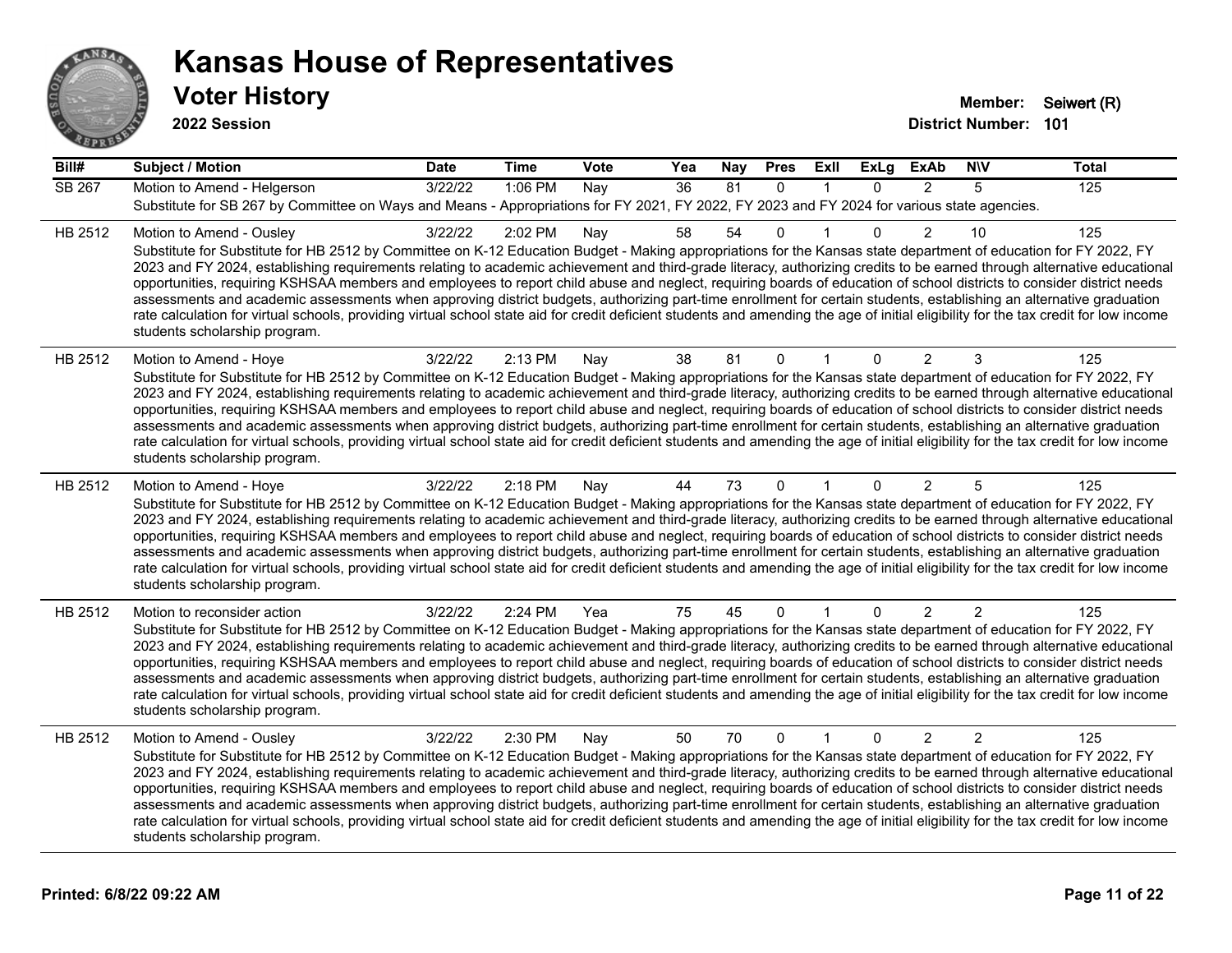# Kansas House of Representatives

## Voter History

**2022 Session**

**Member:** Seiwert (R)
**District Number:** 101

| Bill# | Subject / Motion | Date | Time | Vote | Yea | Nay | Pres | ExII | ExLg | ExAb | N\V | Total |
|---|---|---|---|---|---|---|---|---|---|---|---|---|
| SB 267 | Motion to Amend - Helgerson | 3/22/22 | 1:06 PM | Nay | 36 | 81 | 0 | 1 | 0 | 2 | 5 | 125 |
| | Substitute for SB 267 by Committee on Ways and Means - Appropriations for FY 2021, FY 2022, FY 2023 and FY 2024 for various state agencies. | | | | | | | | | | | |
| HB 2512 | Motion to Amend - Ousley | 3/22/22 | 2:02 PM | Nay | 58 | 54 | 0 | 1 | 0 | 2 | 10 | 125 |
| | Substitute for Substitute for HB 2512 by Committee on K-12 Education Budget - Making appropriations for the Kansas state department of education for FY 2022, FY 2023 and FY 2024, establishing requirements relating to academic achievement and third-grade literacy, authorizing credits to be earned through alternative educational opportunities, requiring KSHSAA members and employees to report child abuse and neglect, requiring boards of education of school districts to consider district needs assessments and academic assessments when approving district budgets, authorizing part-time enrollment for certain students, establishing an alternative graduation rate calculation for virtual schools, providing virtual school state aid for credit deficient students and amending the age of initial eligibility for the tax credit for low income students scholarship program. | | | | | | | | | | | |
| HB 2512 | Motion to Amend - Hoye | 3/22/22 | 2:13 PM | Nay | 38 | 81 | 0 | 1 | 0 | 2 | 3 | 125 |
| | Substitute for Substitute for HB 2512 by Committee on K-12 Education Budget - Making appropriations for the Kansas state department of education for FY 2022, FY 2023 and FY 2024, establishing requirements relating to academic achievement and third-grade literacy, authorizing credits to be earned through alternative educational opportunities, requiring KSHSAA members and employees to report child abuse and neglect, requiring boards of education of school districts to consider district needs assessments and academic assessments when approving district budgets, authorizing part-time enrollment for certain students, establishing an alternative graduation rate calculation for virtual schools, providing virtual school state aid for credit deficient students and amending the age of initial eligibility for the tax credit for low income students scholarship program. | | | | | | | | | | | |
| HB 2512 | Motion to Amend - Hoye | 3/22/22 | 2:18 PM | Nay | 44 | 73 | 0 | 1 | 0 | 2 | 5 | 125 |
| | Substitute for Substitute for HB 2512 by Committee on K-12 Education Budget - Making appropriations for the Kansas state department of education for FY 2022, FY 2023 and FY 2024, establishing requirements relating to academic achievement and third-grade literacy, authorizing credits to be earned through alternative educational opportunities, requiring KSHSAA members and employees to report child abuse and neglect, requiring boards of education of school districts to consider district needs assessments and academic assessments when approving district budgets, authorizing part-time enrollment for certain students, establishing an alternative graduation rate calculation for virtual schools, providing virtual school state aid for credit deficient students and amending the age of initial eligibility for the tax credit for low income students scholarship program. | | | | | | | | | | | |
| HB 2512 | Motion to reconsider action | 3/22/22 | 2:24 PM | Yea | 75 | 45 | 0 | 1 | 0 | 2 | 2 | 125 |
| | Substitute for Substitute for HB 2512 by Committee on K-12 Education Budget - Making appropriations for the Kansas state department of education for FY 2022, FY 2023 and FY 2024, establishing requirements relating to academic achievement and third-grade literacy, authorizing credits to be earned through alternative educational opportunities, requiring KSHSAA members and employees to report child abuse and neglect, requiring boards of education of school districts to consider district needs assessments and academic assessments when approving district budgets, authorizing part-time enrollment for certain students, establishing an alternative graduation rate calculation for virtual schools, providing virtual school state aid for credit deficient students and amending the age of initial eligibility for the tax credit for low income students scholarship program. | | | | | | | | | | | |
| HB 2512 | Motion to Amend - Ousley | 3/22/22 | 2:30 PM | Nay | 50 | 70 | 0 | 1 | 0 | 2 | 2 | 125 |
| | Substitute for Substitute for HB 2512 by Committee on K-12 Education Budget - Making appropriations for the Kansas state department of education for FY 2022, FY 2023 and FY 2024, establishing requirements relating to academic achievement and third-grade literacy, authorizing credits to be earned through alternative educational opportunities, requiring KSHSAA members and employees to report child abuse and neglect, requiring boards of education of school districts to consider district needs assessments and academic assessments when approving district budgets, authorizing part-time enrollment for certain students, establishing an alternative graduation rate calculation for virtual schools, providing virtual school state aid for credit deficient students and amending the age of initial eligibility for the tax credit for low income students scholarship program. | | | | | | | | | | | |

**Printed: 6/8/22 09:22 AM**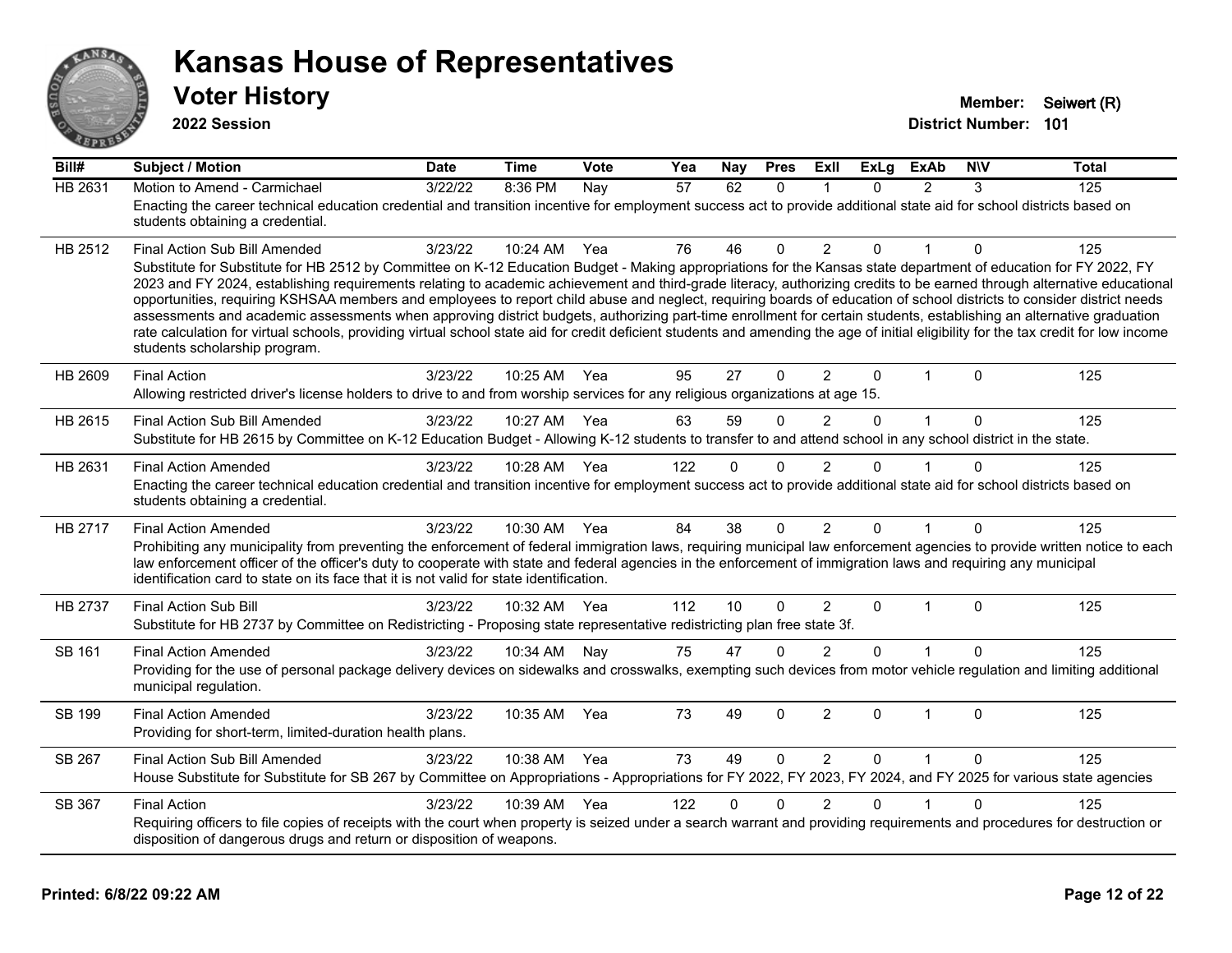# Kansas House of Representatives

## Voter History

**2022 Session**

**Member:** Seiwert (R)
**District Number:** 101

| Bill# | Subject / Motion | Date | Time | Vote | Yea | Nay | Pres | ExII | ExLg | ExAb | N\V | Total |
|---|---|---|---|---|---|---|---|---|---|---|---|---|
| HB 2631 | Motion to Amend - Carmichael | 3/22/22 | 8:36 PM | Nay | 57 | 62 | 0 | 1 | 0 | 2 | 3 | 125 |
| | Enacting the career technical education credential and transition incentive for employment success act to provide additional state aid for school districts based on students obtaining a credential. | | | | | | | | | | | |
| HB 2512 | Final Action Sub Bill Amended | 3/23/22 | 10:24 AM | Yea | 76 | 46 | 0 | 2 | 0 | 1 | 0 | 125 |
| | Substitute for Substitute for HB 2512 by Committee on K-12 Education Budget - Making appropriations for the Kansas state department of education for FY 2022, FY 2023 and FY 2024, establishing requirements relating to academic achievement and third-grade literacy, authorizing credits to be earned through alternative educational opportunities, requiring KSHSAA members and employees to report child abuse and neglect, requiring boards of education of school districts to consider district needs assessments and academic assessments when approving district budgets, authorizing part-time enrollment for certain students, establishing an alternative graduation rate calculation for virtual schools, providing virtual school state aid for credit deficient students and amending the age of initial eligibility for the tax credit for low income students scholarship program. | | | | | | | | | | | |
| HB 2609 | Final Action | 3/23/22 | 10:25 AM | Yea | 95 | 27 | 0 | 2 | 0 | 1 | 0 | 125 |
| | Allowing restricted driver's license holders to drive to and from worship services for any religious organizations at age 15. | | | | | | | | | | | |
| HB 2615 | Final Action Sub Bill Amended | 3/23/22 | 10:27 AM | Yea | 63 | 59 | 0 | 2 | 0 | 1 | 0 | 125 |
| | Substitute for HB 2615 by Committee on K-12 Education Budget - Allowing K-12 students to transfer to and attend school in any school district in the state. | | | | | | | | | | | |
| HB 2631 | Final Action Amended | 3/23/22 | 10:28 AM | Yea | 122 | 0 | 0 | 2 | 0 | 1 | 0 | 125 |
| | Enacting the career technical education credential and transition incentive for employment success act to provide additional state aid for school districts based on students obtaining a credential. | | | | | | | | | | | |
| HB 2717 | Final Action Amended | 3/23/22 | 10:30 AM | Yea | 84 | 38 | 0 | 2 | 0 | 1 | 0 | 125 |
| | Prohibiting any municipality from preventing the enforcement of federal immigration laws, requiring municipal law enforcement agencies to provide written notice to each law enforcement officer of the officer's duty to cooperate with state and federal agencies in the enforcement of immigration laws and requiring any municipal identification card to state on its face that it is not valid for state identification. | | | | | | | | | | | |
| HB 2737 | Final Action Sub Bill | 3/23/22 | 10:32 AM | Yea | 112 | 10 | 0 | 2 | 0 | 1 | 0 | 125 |
| | Substitute for HB 2737 by Committee on Redistricting - Proposing state representative redistricting plan free state 3f. | | | | | | | | | | | |
| SB 161 | Final Action Amended | 3/23/22 | 10:34 AM | Nay | 75 | 47 | 0 | 2 | 0 | 1 | 0 | 125 |
| | Providing for the use of personal package delivery devices on sidewalks and crosswalks, exempting such devices from motor vehicle regulation and limiting additional municipal regulation. | | | | | | | | | | | |
| SB 199 | Final Action Amended | 3/23/22 | 10:35 AM | Yea | 73 | 49 | 0 | 2 | 0 | 1 | 0 | 125 |
| | Providing for short-term, limited-duration health plans. | | | | | | | | | | | |
| SB 267 | Final Action Sub Bill Amended | 3/23/22 | 10:38 AM | Yea | 73 | 49 | 0 | 2 | 0 | 1 | 0 | 125 |
| | House Substitute for Substitute for SB 267 by Committee on Appropriations - Appropriations for FY 2022, FY 2023, FY 2024, and FY 2025 for various state agencies | | | | | | | | | | | |
| SB 367 | Final Action | 3/23/22 | 10:39 AM | Yea | 122 | 0 | 0 | 2 | 0 | 1 | 0 | 125 |
| | Requiring officers to file copies of receipts with the court when property is seized under a search warrant and providing requirements and procedures for destruction or disposition of dangerous drugs and return or disposition of weapons. | | | | | | | | | | | |

**Printed: 6/8/22 09:22 AM**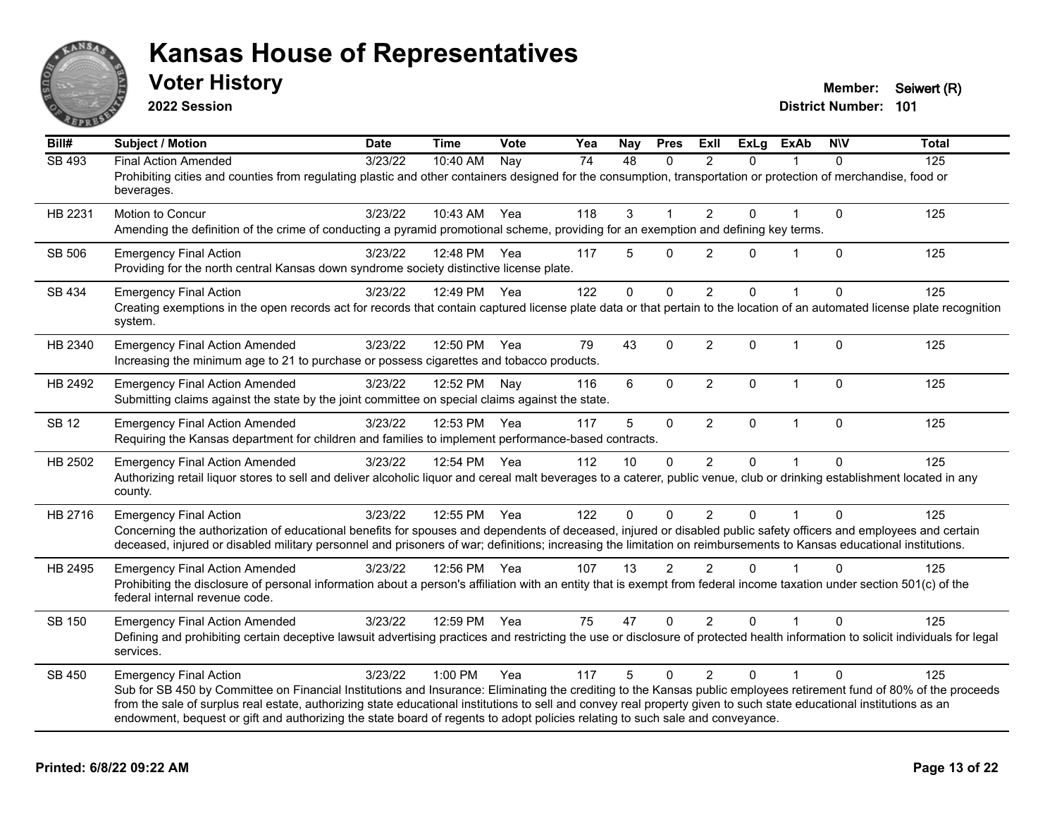# Kansas House of Representatives

## Voter History

**2022 Session**

**Member:** Seiwert (R)
**District Number:** 101

| Bill# | Subject / Motion | Date | Time | Vote | Yea | Nay | Pres | ExII | ExLg | ExAb | N\V | Total |
|---|---|---|---|---|---|---|---|---|---|---|---|---|
| SB 493 | Final Action Amended | 3/23/22 | 10:40 AM | Nay | 74 | 48 | 0 | 2 | 0 | 1 | 0 | 125 |
| | Prohibiting cities and counties from regulating plastic and other containers designed for the consumption, transportation or protection of merchandise, food or beverages. | | | | | | | | | | | |
| HB 2231 | Motion to Concur | 3/23/22 | 10:43 AM | Yea | 118 | 3 | 1 | 2 | 0 | 1 | 0 | 125 |
| | Amending the definition of the crime of conducting a pyramid promotional scheme, providing for an exemption and defining key terms. | | | | | | | | | | | |
| SB 506 | Emergency Final Action | 3/23/22 | 12:48 PM | Yea | 117 | 5 | 0 | 2 | 0 | 1 | 0 | 125 |
| | Providing for the north central Kansas down syndrome society distinctive license plate. | | | | | | | | | | | |
| SB 434 | Emergency Final Action | 3/23/22 | 12:49 PM | Yea | 122 | 0 | 0 | 2 | 0 | 1 | 0 | 125 |
| | Creating exemptions in the open records act for records that contain captured license plate data or that pertain to the location of an automated license plate recognition system. | | | | | | | | | | | |
| HB 2340 | Emergency Final Action Amended | 3/23/22 | 12:50 PM | Yea | 79 | 43 | 0 | 2 | 0 | 1 | 0 | 125 |
| | Increasing the minimum age to 21 to purchase or possess cigarettes and tobacco products. | | | | | | | | | | | |
| HB 2492 | Emergency Final Action Amended | 3/23/22 | 12:52 PM | Nay | 116 | 6 | 0 | 2 | 0 | 1 | 0 | 125 |
| | Submitting claims against the state by the joint committee on special claims against the state. | | | | | | | | | | | |
| SB 12 | Emergency Final Action Amended | 3/23/22 | 12:53 PM | Yea | 117 | 5 | 0 | 2 | 0 | 1 | 0 | 125 |
| | Requiring the Kansas department for children and families to implement performance-based contracts. | | | | | | | | | | | |
| HB 2502 | Emergency Final Action Amended | 3/23/22 | 12:54 PM | Yea | 112 | 10 | 0 | 2 | 0 | 1 | 0 | 125 |
| | Authorizing retail liquor stores to sell and deliver alcoholic liquor and cereal malt beverages to a caterer, public venue, club or drinking establishment located in any county. | | | | | | | | | | | |
| HB 2716 | Emergency Final Action | 3/23/22 | 12:55 PM | Yea | 122 | 0 | 0 | 2 | 0 | 1 | 0 | 125 |
| | Concerning the authorization of educational benefits for spouses and dependents of deceased, injured or disabled public safety officers and employees and certain deceased, injured or disabled military personnel and prisoners of war; definitions; increasing the limitation on reimbursements to Kansas educational institutions. | | | | | | | | | | | |
| HB 2495 | Emergency Final Action Amended | 3/23/22 | 12:56 PM | Yea | 107 | 13 | 2 | 2 | 0 | 1 | 0 | 125 |
| | Prohibiting the disclosure of personal information about a person's affiliation with an entity that is exempt from federal income taxation under section 501(c) of the federal internal revenue code. | | | | | | | | | | | |
| SB 150 | Emergency Final Action Amended | 3/23/22 | 12:59 PM | Yea | 75 | 47 | 0 | 2 | 0 | 1 | 0 | 125 |
| | Defining and prohibiting certain deceptive lawsuit advertising practices and restricting the use or disclosure of protected health information to solicit individuals for legal services. | | | | | | | | | | | |
| SB 450 | Emergency Final Action | 3/23/22 | 1:00 PM | Yea | 117 | 5 | 0 | 2 | 0 | 1 | 0 | 125 |
| | Sub for SB 450 by Committee on Financial Institutions and Insurance: Eliminating the crediting to the Kansas public employees retirement fund of 80% of the proceeds from the sale of surplus real estate, authorizing state educational institutions to sell and convey real property given to such state educational institutions as an endowment, bequest or gift and authorizing the state board of regents to adopt policies relating to such sale and conveyance. | | | | | | | | | | | |

**Printed: 6/8/22 09:22 AM**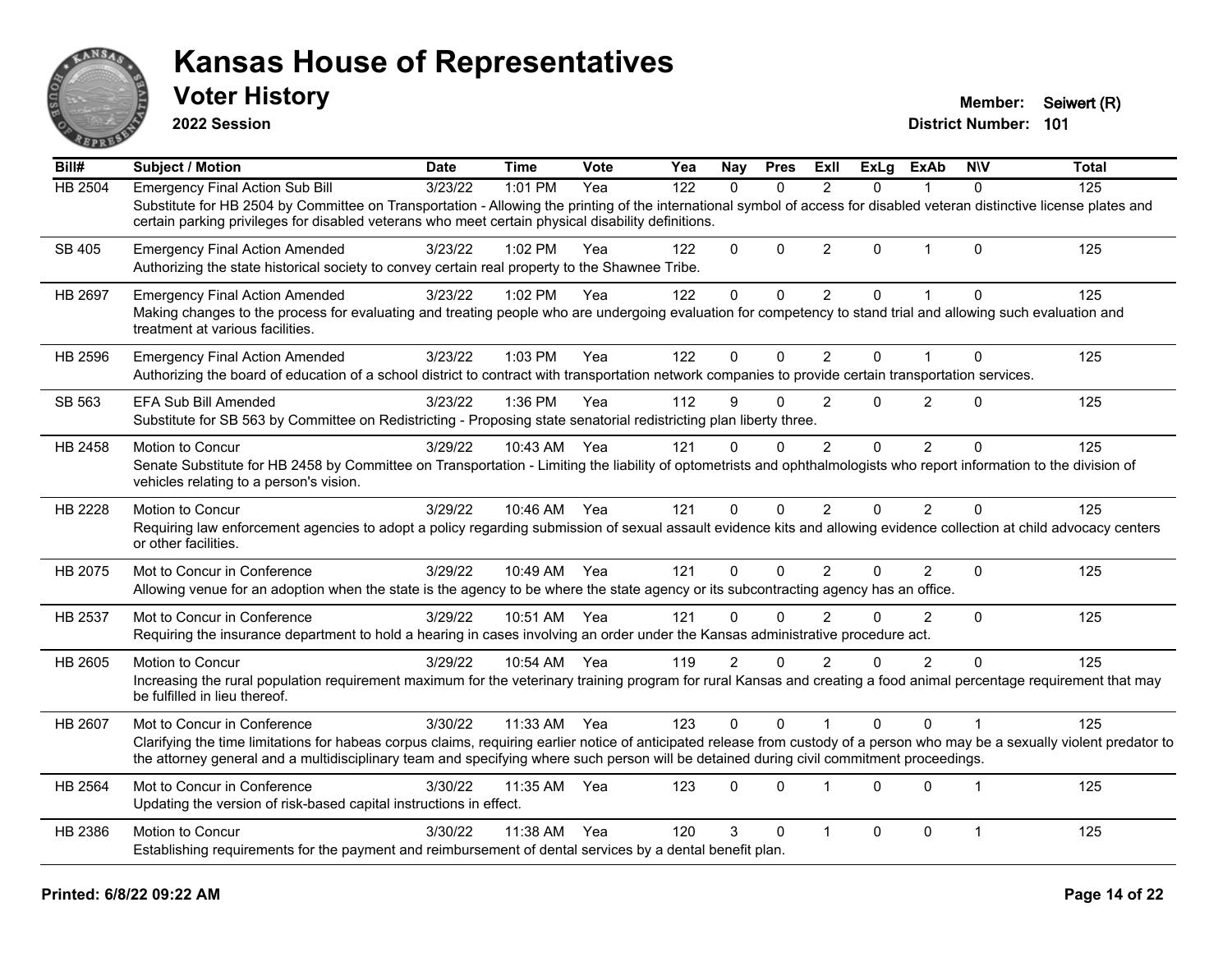# Kansas House of Representatives

## Voter History

**2022 Session**

**Member:** Seiwert (R)
**District Number:** 101

| Bill# | Subject / Motion | Date | Time | Vote | Yea | Nay | Pres | ExII | ExLg | ExAb | N\V | Total |
|---|---|---|---|---|---|---|---|---|---|---|---|---|
| HB 2504 | Emergency Final Action Sub Bill | 3/23/22 | 1:01 PM | Yea | 122 | 0 | 0 | 2 | 0 | 1 | 0 | 125 |
| | Substitute for HB 2504 by Committee on Transportation - Allowing the printing of the international symbol of access for disabled veteran distinctive license plates and certain parking privileges for disabled veterans who meet certain physical disability definitions. | | | | | | | | | | | |
| SB 405 | Emergency Final Action Amended | 3/23/22 | 1:02 PM | Yea | 122 | 0 | 0 | 2 | 0 | 1 | 0 | 125 |
| | Authorizing the state historical society to convey certain real property to the Shawnee Tribe. | | | | | | | | | | | |
| HB 2697 | Emergency Final Action Amended | 3/23/22 | 1:02 PM | Yea | 122 | 0 | 0 | 2 | 0 | 1 | 0 | 125 |
| | Making changes to the process for evaluating and treating people who are undergoing evaluation for competency to stand trial and allowing such evaluation and treatment at various facilities. | | | | | | | | | | | |
| HB 2596 | Emergency Final Action Amended | 3/23/22 | 1:03 PM | Yea | 122 | 0 | 0 | 2 | 0 | 1 | 0 | 125 |
| | Authorizing the board of education of a school district to contract with transportation network companies to provide certain transportation services. | | | | | | | | | | | |
| SB 563 | EFA Sub Bill Amended | 3/23/22 | 1:36 PM | Yea | 112 | 9 | 0 | 2 | 0 | 2 | 0 | 125 |
| | Substitute for SB 563 by Committee on Redistricting - Proposing state senatorial redistricting plan liberty three. | | | | | | | | | | | |
| HB 2458 | Motion to Concur | 3/29/22 | 10:43 AM | Yea | 121 | 0 | 0 | 2 | 0 | 2 | 0 | 125 |
| | Senate Substitute for HB 2458 by Committee on Transportation - Limiting the liability of optometrists and ophthalmologists who report information to the division of vehicles relating to a person's vision. | | | | | | | | | | | |
| HB 2228 | Motion to Concur | 3/29/22 | 10:46 AM | Yea | 121 | 0 | 0 | 2 | 0 | 2 | 0 | 125 |
| | Requiring law enforcement agencies to adopt a policy regarding submission of sexual assault evidence kits and allowing evidence collection at child advocacy centers or other facilities. | | | | | | | | | | | |
| HB 2075 | Mot to Concur in Conference | 3/29/22 | 10:49 AM | Yea | 121 | 0 | 0 | 2 | 0 | 2 | 0 | 125 |
| | Allowing venue for an adoption when the state is the agency to be where the state agency or its subcontracting agency has an office. | | | | | | | | | | | |
| HB 2537 | Mot to Concur in Conference | 3/29/22 | 10:51 AM | Yea | 121 | 0 | 0 | 2 | 0 | 2 | 0 | 125 |
| | Requiring the insurance department to hold a hearing in cases involving an order under the Kansas administrative procedure act. | | | | | | | | | | | |
| HB 2605 | Motion to Concur | 3/29/22 | 10:54 AM | Yea | 119 | 2 | 0 | 2 | 0 | 2 | 0 | 125 |
| | Increasing the rural population requirement maximum for the veterinary training program for rural Kansas and creating a food animal percentage requirement that may be fulfilled in lieu thereof. | | | | | | | | | | | |
| HB 2607 | Mot to Concur in Conference | 3/30/22 | 11:33 AM | Yea | 123 | 0 | 0 | 1 | 0 | 0 | 1 | 125 |
| | Clarifying the time limitations for habeas corpus claims, requiring earlier notice of anticipated release from custody of a person who may be a sexually violent predator to the attorney general and a multidisciplinary team and specifying where such person will be detained during civil commitment proceedings. | | | | | | | | | | | |
| HB 2564 | Mot to Concur in Conference | 3/30/22 | 11:35 AM | Yea | 123 | 0 | 0 | 1 | 0 | 0 | 1 | 125 |
| | Updating the version of risk-based capital instructions in effect. | | | | | | | | | | | |
| HB 2386 | Motion to Concur | 3/30/22 | 11:38 AM | Yea | 120 | 3 | 0 | 1 | 0 | 0 | 1 | 125 |
| | Establishing requirements for the payment and reimbursement of dental services by a dental benefit plan. | | | | | | | | | | | |

**Printed: 6/8/22 09:22 AM**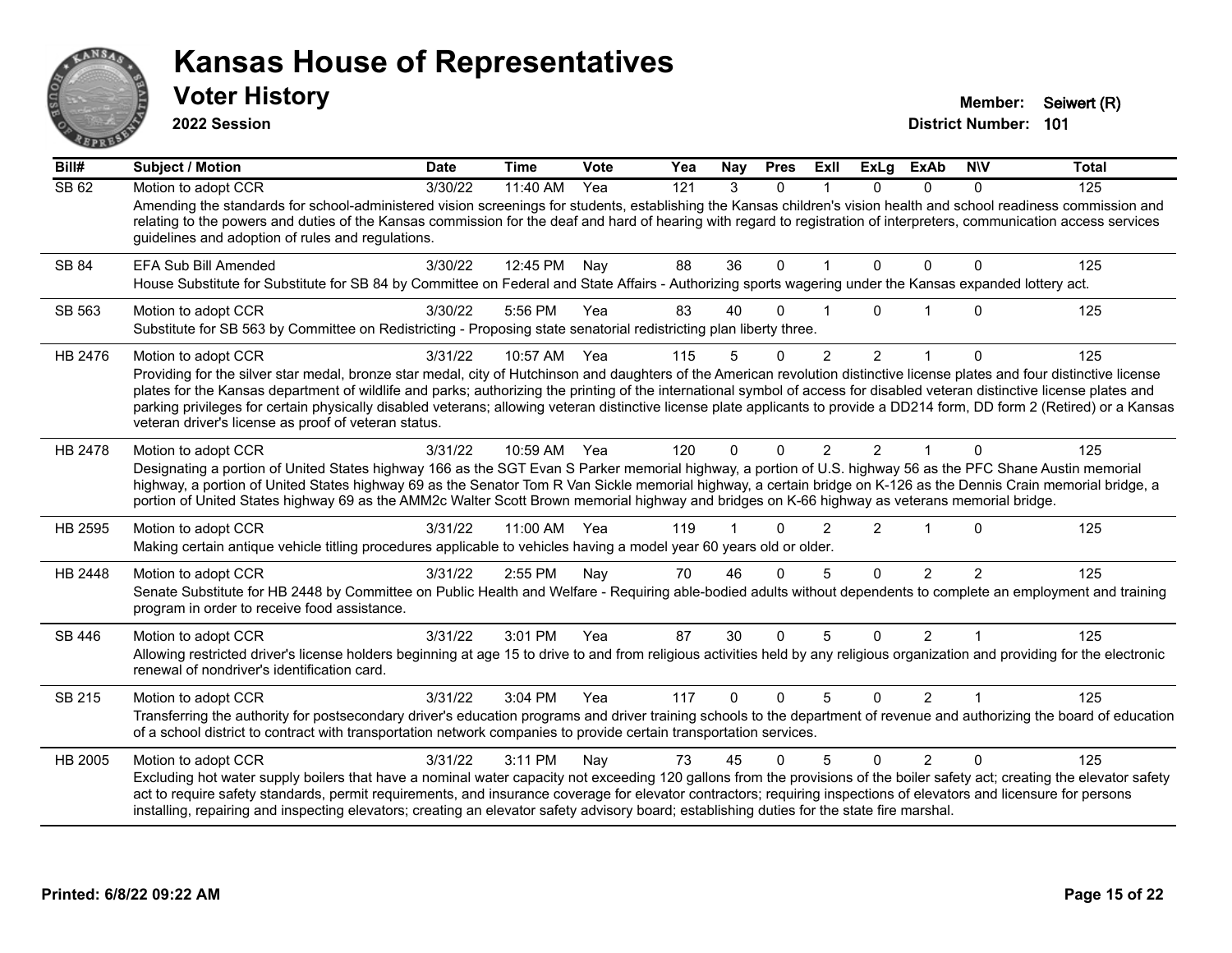# Kansas House of Representatives

## Voter History

**2022 Session**

**Member:** Seiwert (R)
**District Number:** 101

| Bill# | Subject / Motion | Date | Time | Vote | Yea | Nay | Pres | ExII | ExLg | ExAb | N\V | Total |
|---|---|---|---|---|---|---|---|---|---|---|---|---|
| SB 62 | Motion to adopt CCR | 3/30/22 | 11:40 AM | Yea | 121 | 3 | 0 | 1 | 0 | 0 | 0 | 125 |
| | Amending the standards for school-administered vision screenings for students, establishing the Kansas children's vision health and school readiness commission and relating to the powers and duties of the Kansas commission for the deaf and hard of hearing with regard to registration of interpreters, communication access services guidelines and adoption of rules and regulations. | | | | | | | | | | | |
| SB 84 | EFA Sub Bill Amended | 3/30/22 | 12:45 PM | Nay | 88 | 36 | 0 | 1 | 0 | 0 | 0 | 125 |
| | House Substitute for Substitute for SB 84 by Committee on Federal and State Affairs - Authorizing sports wagering under the Kansas expanded lottery act. | | | | | | | | | | | |
| SB 563 | Motion to adopt CCR | 3/30/22 | 5:56 PM | Yea | 83 | 40 | 0 | 1 | 0 | 1 | 0 | 125 |
| | Substitute for SB 563 by Committee on Redistricting - Proposing state senatorial redistricting plan liberty three. | | | | | | | | | | | |
| HB 2476 | Motion to adopt CCR | 3/31/22 | 10:57 AM | Yea | 115 | 5 | 0 | 2 | 2 | 1 | 0 | 125 |
| | Providing for the silver star medal, bronze star medal, city of Hutchinson and daughters of the American revolution distinctive license plates and four distinctive license plates for the Kansas department of wildlife and parks; authorizing the printing of the international symbol of access for disabled veteran distinctive license plates and parking privileges for certain physically disabled veterans; allowing veteran distinctive license plate applicants to provide a DD214 form, DD form 2 (Retired) or a Kansas veteran driver's license as proof of veteran status. | | | | | | | | | | | |
| HB 2478 | Motion to adopt CCR | 3/31/22 | 10:59 AM | Yea | 120 | 0 | 0 | 2 | 2 | 1 | 0 | 125 |
| | Designating a portion of United States highway 166 as the SGT Evan S Parker memorial highway, a portion of U.S. highway 56 as the PFC Shane Austin memorial highway, a portion of United States highway 69 as the Senator Tom R Van Sickle memorial highway, a certain bridge on K-126 as the Dennis Crain memorial bridge, a portion of United States highway 69 as the AMM2c Walter Scott Brown memorial highway and bridges on K-66 highway as veterans memorial bridge. | | | | | | | | | | | |
| HB 2595 | Motion to adopt CCR | 3/31/22 | 11:00 AM | Yea | 119 | 1 | 0 | 2 | 2 | 1 | 0 | 125 |
| | Making certain antique vehicle titling procedures applicable to vehicles having a model year 60 years old or older. | | | | | | | | | | | |
| HB 2448 | Motion to adopt CCR | 3/31/22 | 2:55 PM | Nay | 70 | 46 | 0 | 5 | 0 | 2 | 2 | 125 |
| | Senate Substitute for HB 2448 by Committee on Public Health and Welfare - Requiring able-bodied adults without dependents to complete an employment and training program in order to receive food assistance. | | | | | | | | | | | |
| SB 446 | Motion to adopt CCR | 3/31/22 | 3:01 PM | Yea | 87 | 30 | 0 | 5 | 0 | 2 | 1 | 125 |
| | Allowing restricted driver's license holders beginning at age 15 to drive to and from religious activities held by any religious organization and providing for the electronic renewal of nondriver's identification card. | | | | | | | | | | | |
| SB 215 | Motion to adopt CCR | 3/31/22 | 3:04 PM | Yea | 117 | 0 | 0 | 5 | 0 | 2 | 1 | 125 |
| | Transferring the authority for postsecondary driver's education programs and driver training schools to the department of revenue and authorizing the board of education of a school district to contract with transportation network companies to provide certain transportation services. | | | | | | | | | | | |
| HB 2005 | Motion to adopt CCR | 3/31/22 | 3:11 PM | Nay | 73 | 45 | 0 | 5 | 0 | 2 | 0 | 125 |
| | Excluding hot water supply boilers that have a nominal water capacity not exceeding 120 gallons from the provisions of the boiler safety act; creating the elevator safety act to require safety standards, permit requirements, and insurance coverage for elevator contractors; requiring inspections of elevators and licensure for persons installing, repairing and inspecting elevators; creating an elevator safety advisory board; establishing duties for the state fire marshal. | | | | | | | | | | | |

**Printed: 6/8/22 09:22 AM**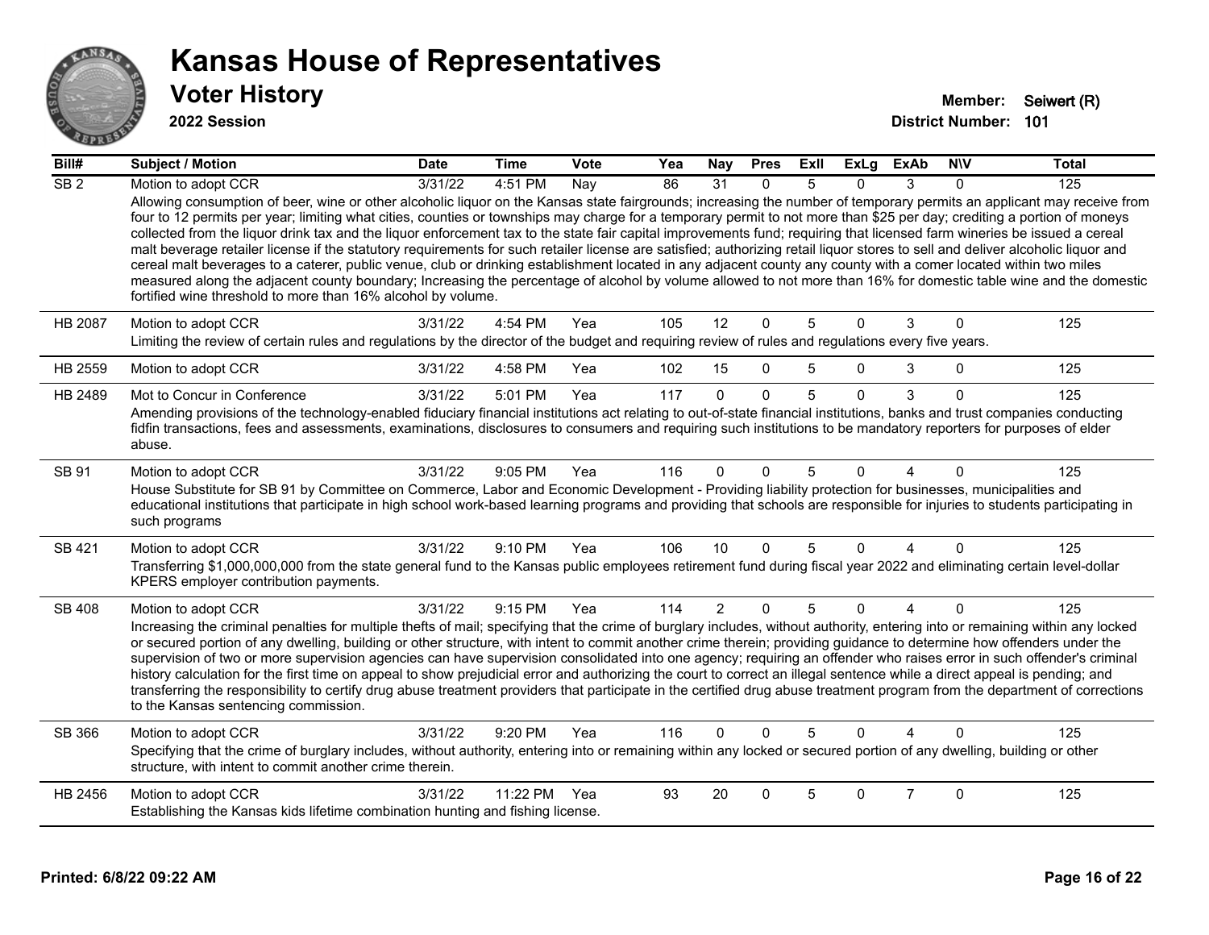# Kansas House of Representatives

## Voter History

**2022 Session**

**Member:** Seiwert (R)
**District Number:** 101

| Bill# | Subject / Motion | Date | Time | Vote | Yea | Nay | Pres | ExII | ExLg | ExAb | N\V | Total |
|---|---|---|---|---|---|---|---|---|---|---|---|---|
| SB 2 | Motion to adopt CCR | 3/31/22 | 4:51 PM | Nay | 86 | 31 | 0 | 5 | 0 | 3 | 0 | 125 |
| | Allowing consumption of beer, wine or other alcoholic liquor on the Kansas state fairgrounds; increasing the number of temporary permits an applicant may receive from four to 12 permits per year; limiting what cities, counties or townships may charge for a temporary permit to not more than $25 per day; crediting a portion of moneys collected from the liquor drink tax and the liquor enforcement tax to the state fair capital improvements fund; requiring that licensed farm wineries be issued a cereal malt beverage retailer license if the statutory requirements for such retailer license are satisfied; authorizing retail liquor stores to sell and deliver alcoholic liquor and cereal malt beverages to a caterer, public venue, club or drinking establishment located in any adjacent county any county with a comer located within two miles measured along the adjacent county boundary; Increasing the percentage of alcohol by volume allowed to not more than 16% for domestic table wine and the domestic fortified wine threshold to more than 16% alcohol by volume. | | | | | | | | | | | |
| HB 2087 | Motion to adopt CCR | 3/31/22 | 4:54 PM | Yea | 105 | 12 | 0 | 5 | 0 | 3 | 0 | 125 |
| | Limiting the review of certain rules and regulations by the director of the budget and requiring review of rules and regulations every five years. | | | | | | | | | | | |
| HB 2559 | Motion to adopt CCR | 3/31/22 | 4:58 PM | Yea | 102 | 15 | 0 | 5 | 0 | 3 | 0 | 125 |
| HB 2489 | Mot to Concur in Conference | 3/31/22 | 5:01 PM | Yea | 117 | 0 | 0 | 5 | 0 | 3 | 0 | 125 |
| | Amending provisions of the technology-enabled fiduciary financial institutions act relating to out-of-state financial institutions, banks and trust companies conducting fidfin transactions, fees and assessments, examinations, disclosures to consumers and requiring such institutions to be mandatory reporters for purposes of elder abuse. | | | | | | | | | | | |
| SB 91 | Motion to adopt CCR | 3/31/22 | 9:05 PM | Yea | 116 | 0 | 0 | 5 | 0 | 4 | 0 | 125 |
| | House Substitute for SB 91 by Committee on Commerce, Labor and Economic Development - Providing liability protection for businesses, municipalities and educational institutions that participate in high school work-based learning programs and providing that schools are responsible for injuries to students participating in such programs | | | | | | | | | | | |
| SB 421 | Motion to adopt CCR | 3/31/22 | 9:10 PM | Yea | 106 | 10 | 0 | 5 | 0 | 4 | 0 | 125 |
| | Transferring $1,000,000,000 from the state general fund to the Kansas public employees retirement fund during fiscal year 2022 and eliminating certain level-dollar KPERS employer contribution payments. | | | | | | | | | | | |
| SB 408 | Motion to adopt CCR | 3/31/22 | 9:15 PM | Yea | 114 | 2 | 0 | 5 | 0 | 4 | 0 | 125 |
| | Increasing the criminal penalties for multiple thefts of mail; specifying that the crime of burglary includes, without authority, entering into or remaining within any locked or secured portion of any dwelling, building or other structure, with intent to commit another crime therein; providing guidance to determine how offenders under the supervision of two or more supervision agencies can have supervision consolidated into one agency; requiring an offender who raises error in such offender's criminal history calculation for the first time on appeal to show prejudicial error and authorizing the court to correct an illegal sentence while a direct appeal is pending; and transferring the responsibility to certify drug abuse treatment providers that participate in the certified drug abuse treatment program from the department of corrections to the Kansas sentencing commission. | | | | | | | | | | | |
| SB 366 | Motion to adopt CCR | 3/31/22 | 9:20 PM | Yea | 116 | 0 | 0 | 5 | 0 | 4 | 0 | 125 |
| | Specifying that the crime of burglary includes, without authority, entering into or remaining within any locked or secured portion of any dwelling, building or other structure, with intent to commit another crime therein. | | | | | | | | | | | |
| HB 2456 | Motion to adopt CCR | 3/31/22 | 11:22 PM | Yea | 93 | 20 | 0 | 5 | 0 | 7 | 0 | 125 |
| | Establishing the Kansas kids lifetime combination hunting and fishing license. | | | | | | | | | | | |

**Printed: 6/8/22 09:22 AM**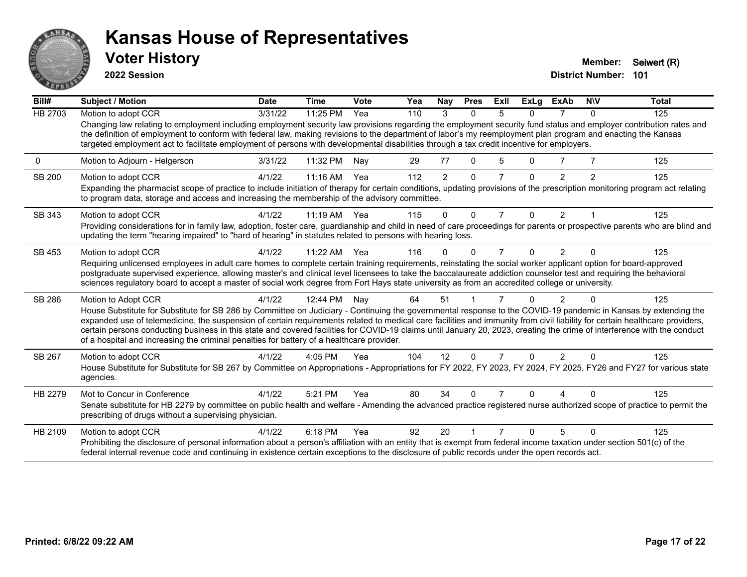# Kansas House of Representatives

## Voter History

**2022 Session**

**Member:** Seiwert (R)
**District Number:** 101

| Bill# | Subject / Motion | Date | Time | Vote | Yea | Nay | Pres | ExII | ExLg | ExAb | N\V | Total |
|---|---|---|---|---|---|---|---|---|---|---|---|---|
| HB 2703 | Motion to adopt CCR | 3/31/22 | 11:25 PM | Yea | 110 | 3 | 0 | 5 | 0 | 7 | 0 | 125 |
| | Changing law relating to employment including employment security law provisions regarding the employment security fund status and employer contribution rates and the definition of employment to conform with federal law, making revisions to the department of labor's my reemployment plan program and enacting the Kansas targeted employment act to facilitate employment of persons with developmental disabilities through a tax credit incentive for employers. | | | | | | | | | | | |
| 0 | Motion to Adjourn - Helgerson | 3/31/22 | 11:32 PM | Nay | 29 | 77 | 0 | 5 | 0 | 7 | 7 | 125 |
| SB 200 | Motion to adopt CCR | 4/1/22 | 11:16 AM | Yea | 112 | 2 | 0 | 7 | 0 | 2 | 2 | 125 |
| | Expanding the pharmacist scope of practice to include initiation of therapy for certain conditions, updating provisions of the prescription monitoring program act relating to program data, storage and access and increasing the membership of the advisory committee. | | | | | | | | | | | |
| SB 343 | Motion to adopt CCR | 4/1/22 | 11:19 AM | Yea | 115 | 0 | 0 | 7 | 0 | 2 | 1 | 125 |
| | Providing considerations for in family law, adoption, foster care, guardianship and child in need of care proceedings for parents or prospective parents who are blind and updating the term "hearing impaired" to "hard of hearing" in statutes related to persons with hearing loss. | | | | | | | | | | | |
| SB 453 | Motion to adopt CCR | 4/1/22 | 11:22 AM | Yea | 116 | 0 | 0 | 7 | 0 | 2 | 0 | 125 |
| | Requiring unlicensed employees in adult care homes to complete certain training requirements, reinstating the social worker applicant option for board-approved postgraduate supervised experience, allowing master's and clinical level licensees to take the baccalaureate addiction counselor test and requiring the behavioral sciences regulatory board to accept a master of social work degree from Fort Hays state university as from an accredited college or university. | | | | | | | | | | | |
| SB 286 | Motion to Adopt CCR | 4/1/22 | 12:44 PM | Nay | 64 | 51 | 1 | 7 | 0 | 2 | 0 | 125 |
| | House Substitute for Substitute for SB 286 by Committee on Judiciary - Continuing the governmental response to the COVID-19 pandemic in Kansas by extending the expanded use of telemedicine, the suspension of certain requirements related to medical care facilities and immunity from civil liability for certain healthcare providers, certain persons conducting business in this state and covered facilities for COVID-19 claims until January 20, 2023, creating the crime of interference with the conduct of a hospital and increasing the criminal penalties for battery of a healthcare provider. | | | | | | | | | | | |
| SB 267 | Motion to adopt CCR | 4/1/22 | 4:05 PM | Yea | 104 | 12 | 0 | 7 | 0 | 2 | 0 | 125 |
| | House Substitute for Substitute for SB 267 by Committee on Appropriations - Appropriations for FY 2022, FY 2023, FY 2024, FY 2025, FY26 and FY27 for various state agencies. | | | | | | | | | | | |
| HB 2279 | Mot to Concur in Conference | 4/1/22 | 5:21 PM | Yea | 80 | 34 | 0 | 7 | 0 | 4 | 0 | 125 |
| | Senate substitute for HB 2279 by committee on public health and welfare - Amending the advanced practice registered nurse authorized scope of practice to permit the prescribing of drugs without a supervising physician. | | | | | | | | | | | |
| HB 2109 | Motion to adopt CCR | 4/1/22 | 6:18 PM | Yea | 92 | 20 | 1 | 7 | 0 | 5 | 0 | 125 |
| | Prohibiting the disclosure of personal information about a person's affiliation with an entity that is exempt from federal income taxation under section 501(c) of the federal internal revenue code and continuing in existence certain exceptions to the disclosure of public records under the open records act. | | | | | | | | | | | |

**Printed: 6/8/22 09:22 AM**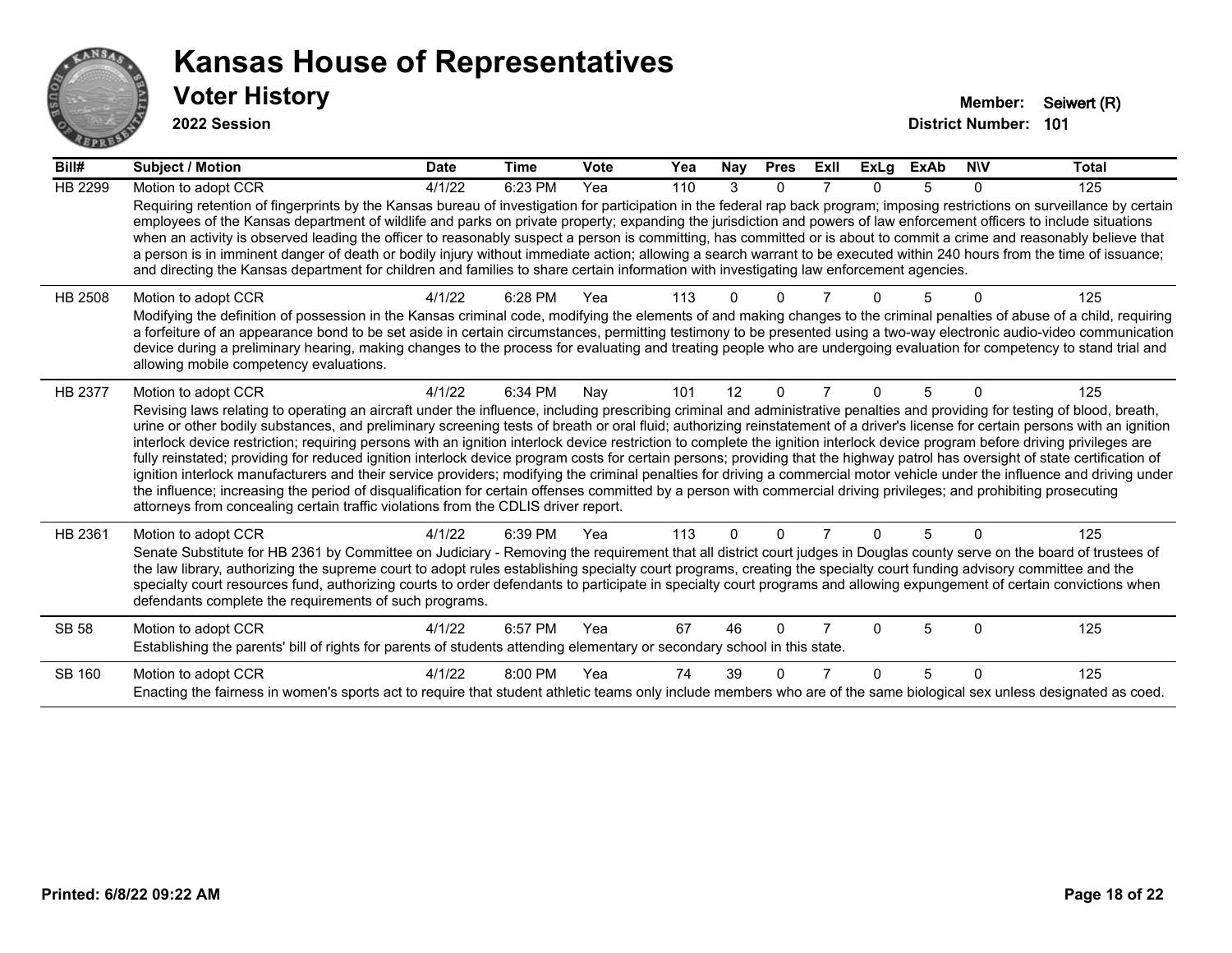# Kansas House of Representatives

## Voter History

**2022 Session**

**Member:** Seiwert (R)
**District Number:** 101

| Bill# | Subject / Motion | Date | Time | Vote | Yea | Nay | Pres | ExII | ExLg | ExAb | N\V | Total |
|---|---|---|---|---|---|---|---|---|---|---|---|---|
| HB 2299 | Motion to adopt CCR | 4/1/22 | 6:23 PM | Yea | 110 | 3 | 0 | 7 | 0 | 5 | 0 | 125 |
| | Requiring retention of fingerprints by the Kansas bureau of investigation for participation in the federal rap back program; imposing restrictions on surveillance by certain employees of the Kansas department of wildlife and parks on private property; expanding the jurisdiction and powers of law enforcement officers to include situations when an activity is observed leading the officer to reasonably suspect a person is committing, has committed or is about to commit a crime and reasonably believe that a person is in imminent danger of death or bodily injury without immediate action; allowing a search warrant to be executed within 240 hours from the time of issuance; and directing the Kansas department for children and families to share certain information with investigating law enforcement agencies. | | | | | | | | | | | |
| HB 2508 | Motion to adopt CCR | 4/1/22 | 6:28 PM | Yea | 113 | 0 | 0 | 7 | 0 | 5 | 0 | 125 |
| | Modifying the definition of possession in the Kansas criminal code, modifying the elements of and making changes to the criminal penalties of abuse of a child, requiring a forfeiture of an appearance bond to be set aside in certain circumstances, permitting testimony to be presented using a two-way electronic audio-video communication device during a preliminary hearing, making changes to the process for evaluating and treating people who are undergoing evaluation for competency to stand trial and allowing mobile competency evaluations. | | | | | | | | | | | |
| HB 2377 | Motion to adopt CCR | 4/1/22 | 6:34 PM | Nay | 101 | 12 | 0 | 7 | 0 | 5 | 0 | 125 |
| | Revising laws relating to operating an aircraft under the influence, including prescribing criminal and administrative penalties and providing for testing of blood, breath, urine or other bodily substances, and preliminary screening tests of breath or oral fluid; authorizing reinstatement of a driver's license for certain persons with an ignition interlock device restriction; requiring persons with an ignition interlock device restriction to complete the ignition interlock device program before driving privileges are fully reinstated; providing for reduced ignition interlock device program costs for certain persons; providing that the highway patrol has oversight of state certification of ignition interlock manufacturers and their service providers; modifying the criminal penalties for driving a commercial motor vehicle under the influence and driving under the influence; increasing the period of disqualification for certain offenses committed by a person with commercial driving privileges; and prohibiting prosecuting attorneys from concealing certain traffic violations from the CDLIS driver report. | | | | | | | | | | | |
| HB 2361 | Motion to adopt CCR | 4/1/22 | 6:39 PM | Yea | 113 | 0 | 0 | 7 | 0 | 5 | 0 | 125 |
| | Senate Substitute for HB 2361 by Committee on Judiciary - Removing the requirement that all district court judges in Douglas county serve on the board of trustees of the law library, authorizing the supreme court to adopt rules establishing specialty court programs, creating the specialty court funding advisory committee and the specialty court resources fund, authorizing courts to order defendants to participate in specialty court programs and allowing expungement of certain convictions when defendants complete the requirements of such programs. | | | | | | | | | | | |
| SB 58 | Motion to adopt CCR | 4/1/22 | 6:57 PM | Yea | 67 | 46 | 0 | 7 | 0 | 5 | 0 | 125 |
| | Establishing the parents' bill of rights for parents of students attending elementary or secondary school in this state. | | | | | | | | | | | |
| SB 160 | Motion to adopt CCR | 4/1/22 | 8:00 PM | Yea | 74 | 39 | 0 | 7 | 0 | 5 | 0 | 125 |
| | Enacting the fairness in women's sports act to require that student athletic teams only include members who are of the same biological sex unless designated as coed. | | | | | | | | | | | |

**Printed: 6/8/22 09:22 AM**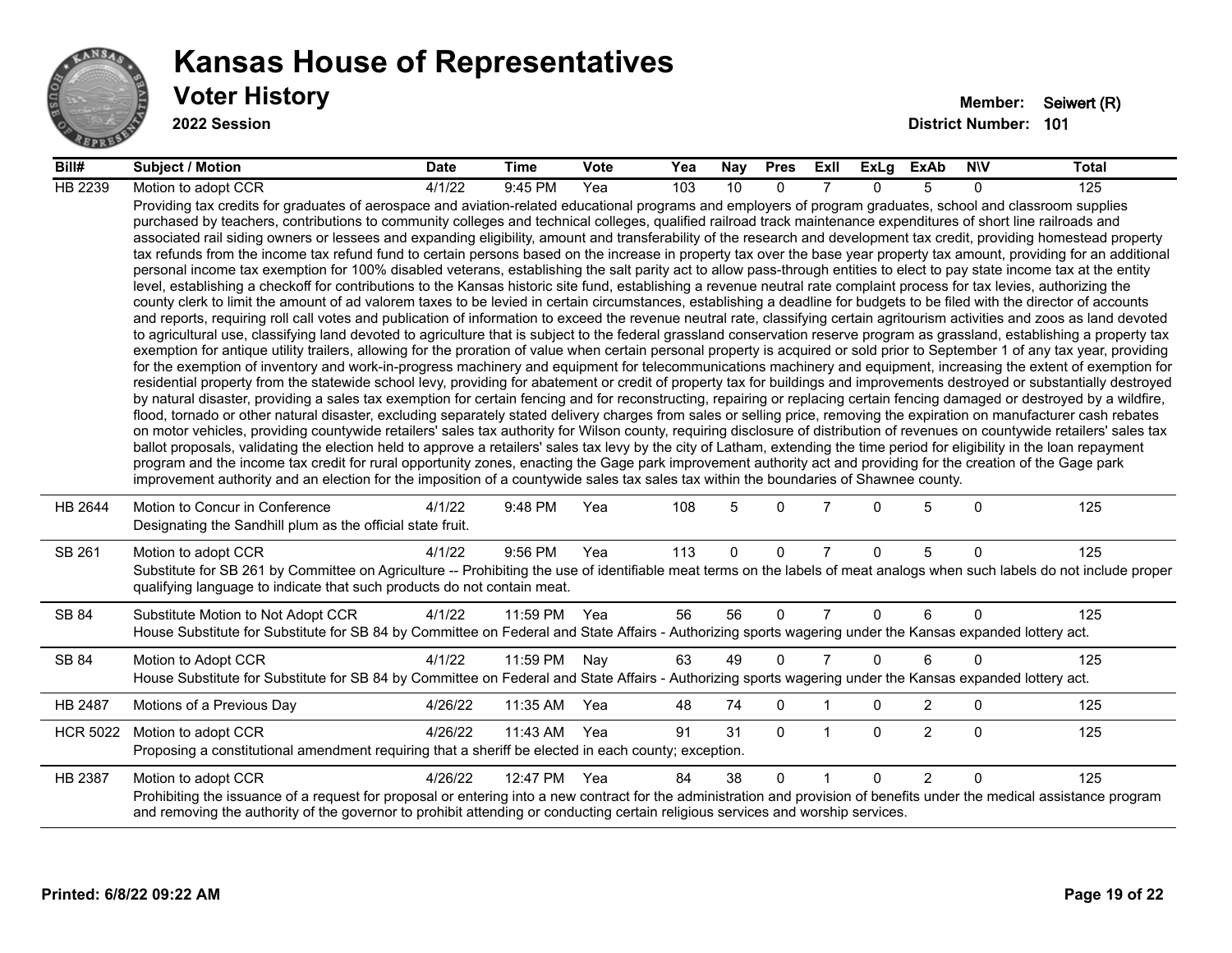# Kansas House of Representatives

## Voter History

**2022 Session**

**Member:** Seiwert (R)
**District Number:** 101

| Bill# | Subject / Motion | Date | Time | Vote | Yea | Nay | Pres | ExII | ExLg | ExAb | N\V | Total |
|---|---|---|---|---|---|---|---|---|---|---|---|---|
| HB 2239 | Motion to adopt CCR | 4/1/22 | 9:45 PM | Yea | 103 | 10 | 0 | 7 | 0 | 5 | 0 | 125 |
| | Providing tax credits for graduates of aerospace and aviation-related educational programs and employers of program graduates, school and classroom supplies purchased by teachers, contributions to community colleges and technical colleges, qualified railroad track maintenance expenditures of short line railroads and associated rail siding owners or lessees and expanding eligibility, amount and transferability of the research and development tax credit, providing homestead property tax refunds from the income tax refund fund to certain persons based on the increase in property tax over the base year property tax amount, providing for an additional personal income tax exemption for 100% disabled veterans, establishing the salt parity act to allow pass-through entities to elect to pay state income tax at the entity level, establishing a checkoff for contributions to the Kansas historic site fund, establishing a revenue neutral rate complaint process for tax levies, authorizing the county clerk to limit the amount of ad valorem taxes to be levied in certain circumstances, establishing a deadline for budgets to be filed with the director of accounts and reports, requiring roll call votes and publication of information to exceed the revenue neutral rate, classifying certain agritourism activities and zoos as land devoted to agricultural use, classifying land devoted to agriculture that is subject to the federal grassland conservation reserve program as grassland, establishing a property tax exemption for antique utility trailers, allowing for the proration of value when certain personal property is acquired or sold prior to September 1 of any tax year, providing for the exemption of inventory and work-in-progress machinery and equipment for telecommunications machinery and equipment, increasing the extent of exemption for residential property from the statewide school levy, providing for abatement or credit of property tax for buildings and improvements destroyed or substantially destroyed by natural disaster, providing a sales tax exemption for certain fencing and for reconstructing, repairing or replacing certain fencing damaged or destroyed by a wildfire, flood, tornado or other natural disaster, excluding separately stated delivery charges from sales or selling price, removing the expiration on manufacturer cash rebates on motor vehicles, providing countywide retailers' sales tax authority for Wilson county, requiring disclosure of distribution of revenues on countywide retailers' sales tax ballot proposals, validating the election held to approve a retailers' sales tax levy by the city of Latham, extending the time period for eligibility in the loan repayment program and the income tax credit for rural opportunity zones, enacting the Gage park improvement authority act and providing for the creation of the Gage park improvement authority and an election for the imposition of a countywide sales tax sales tax within the boundaries of Shawnee county. | | | | | | | | | | | |
| HB 2644 | Motion to Concur in Conference | 4/1/22 | 9:48 PM | Yea | 108 | 5 | 0 | 7 | 0 | 5 | 0 | 125 |
| | Designating the Sandhill plum as the official state fruit. | | | | | | | | | | | |
| SB 261 | Motion to adopt CCR | 4/1/22 | 9:56 PM | Yea | 113 | 0 | 0 | 7 | 0 | 5 | 0 | 125 |
| | Substitute for SB 261 by Committee on Agriculture -- Prohibiting the use of identifiable meat terms on the labels of meat analogs when such labels do not include proper qualifying language to indicate that such products do not contain meat. | | | | | | | | | | | |
| SB 84 | Substitute Motion to Not Adopt CCR | 4/1/22 | 11:59 PM | Yea | 56 | 56 | 0 | 7 | 0 | 6 | 0 | 125 |
| | House Substitute for Substitute for SB 84 by Committee on Federal and State Affairs - Authorizing sports wagering under the Kansas expanded lottery act. | | | | | | | | | | | |
| SB 84 | Motion to Adopt CCR | 4/1/22 | 11:59 PM | Nay | 63 | 49 | 0 | 7 | 0 | 6 | 0 | 125 |
| | House Substitute for Substitute for SB 84 by Committee on Federal and State Affairs - Authorizing sports wagering under the Kansas expanded lottery act. | | | | | | | | | | | |
| HB 2487 | Motions of a Previous Day | 4/26/22 | 11:35 AM | Yea | 48 | 74 | 0 | 1 | 0 | 2 | 0 | 125 |
| HCR 5022 | Motion to adopt CCR | 4/26/22 | 11:43 AM | Yea | 91 | 31 | 0 | 1 | 0 | 2 | 0 | 125 |
| | Proposing a constitutional amendment requiring that a sheriff be elected in each county; exception. | | | | | | | | | | | |
| HB 2387 | Motion to adopt CCR | 4/26/22 | 12:47 PM | Yea | 84 | 38 | 0 | 1 | 0 | 2 | 0 | 125 |
| | Prohibiting the issuance of a request for proposal or entering into a new contract for the administration and provision of benefits under the medical assistance program and removing the authority of the governor to prohibit attending or conducting certain religious services and worship services. | | | | | | | | | | | |

**Printed: 6/8/22 09:22 AM**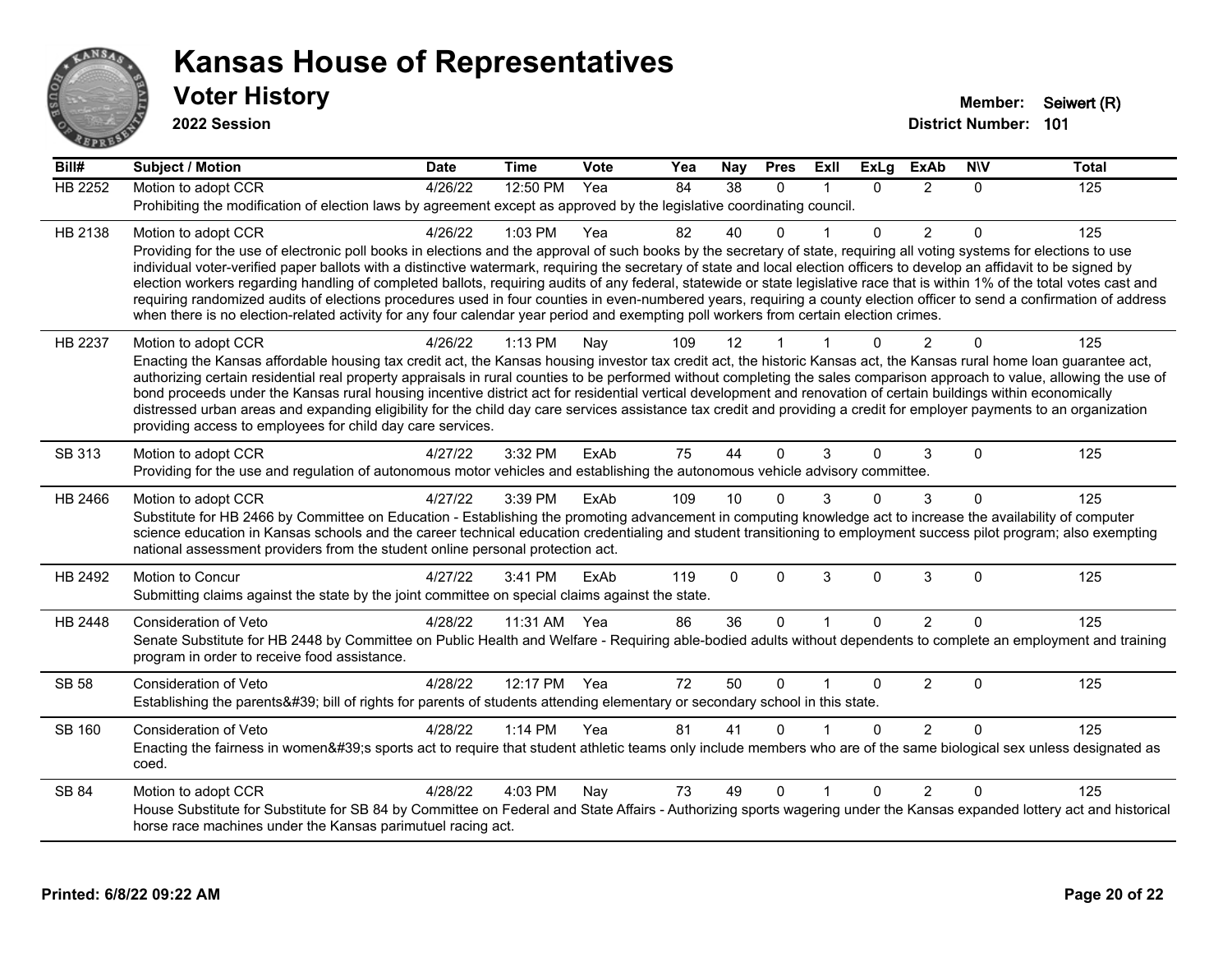# Kansas House of Representatives

## Voter History

**2022 Session**

**Member:** Seiwert (R)
**District Number:** 101

| Bill# | Subject / Motion | Date | Time | Vote | Yea | Nay | Pres | ExII | ExLg | ExAb | N\V | Total |
|---|---|---|---|---|---|---|---|---|---|---|---|---|
| HB 2252 | Motion to adopt CCR | 4/26/22 | 12:50 PM | Yea | 84 | 38 | 0 | 1 | 0 | 2 | 0 | 125 |
| | Prohibiting the modification of election laws by agreement except as approved by the legislative coordinating council. | | | | | | | | | | | |
| HB 2138 | Motion to adopt CCR | 4/26/22 | 1:03 PM | Yea | 82 | 40 | 0 | 1 | 0 | 2 | 0 | 125 |
| | Providing for the use of electronic poll books in elections and the approval of such books by the secretary of state, requiring all voting systems for elections to use individual voter-verified paper ballots with a distinctive watermark, requiring the secretary of state and local election officers to develop an affidavit to be signed by election workers regarding handling of completed ballots, requiring audits of any federal, statewide or state legislative race that is within 1% of the total votes cast and requiring randomized audits of elections procedures used in four counties in even-numbered years, requiring a county election officer to send a confirmation of address when there is no election-related activity for any four calendar year period and exempting poll workers from certain election crimes. | | | | | | | | | | | |
| HB 2237 | Motion to adopt CCR | 4/26/22 | 1:13 PM | Nay | 109 | 12 | 1 | 1 | 0 | 2 | 0 | 125 |
| | Enacting the Kansas affordable housing tax credit act, the Kansas housing investor tax credit act, the historic Kansas act, the Kansas rural home loan guarantee act, authorizing certain residential real property appraisals in rural counties to be performed without completing the sales comparison approach to value, allowing the use of bond proceeds under the Kansas rural housing incentive district act for residential vertical development and renovation of certain buildings within economically distressed urban areas and expanding eligibility for the child day care services assistance tax credit and providing a credit for employer payments to an organization providing access to employees for child day care services. | | | | | | | | | | | |
| SB 313 | Motion to adopt CCR | 4/27/22 | 3:32 PM | ExAb | 75 | 44 | 0 | 3 | 0 | 3 | 0 | 125 |
| | Providing for the use and regulation of autonomous motor vehicles and establishing the autonomous vehicle advisory committee. | | | | | | | | | | | |
| HB 2466 | Motion to adopt CCR | 4/27/22 | 3:39 PM | ExAb | 109 | 10 | 0 | 3 | 0 | 3 | 0 | 125 |
| | Substitute for HB 2466 by Committee on Education - Establishing the promoting advancement in computing knowledge act to increase the availability of computer science education in Kansas schools and the career technical education credentialing and student transitioning to employment success pilot program; also exempting national assessment providers from the student online personal protection act. | | | | | | | | | | | |
| HB 2492 | Motion to Concur | 4/27/22 | 3:41 PM | ExAb | 119 | 0 | 0 | 3 | 0 | 3 | 0 | 125 |
| | Submitting claims against the state by the joint committee on special claims against the state. | | | | | | | | | | | |
| HB 2448 | Consideration of Veto | 4/28/22 | 11:31 AM | Yea | 86 | 36 | 0 | 1 | 0 | 2 | 0 | 125 |
| | Senate Substitute for HB 2448 by Committee on Public Health and Welfare - Requiring able-bodied adults without dependents to complete an employment and training program in order to receive food assistance. | | | | | | | | | | | |
| SB 58 | Consideration of Veto | 4/28/22 | 12:17 PM | Yea | 72 | 50 | 0 | 1 | 0 | 2 | 0 | 125 |
| | Establishing the parents&#39; bill of rights for parents of students attending elementary or secondary school in this state. | | | | | | | | | | | |
| SB 160 | Consideration of Veto | 4/28/22 | 1:14 PM | Yea | 81 | 41 | 0 | 1 | 0 | 2 | 0 | 125 |
| | Enacting the fairness in women&#39;s sports act to require that student athletic teams only include members who are of the same biological sex unless designated as coed. | | | | | | | | | | | |
| SB 84 | Motion to adopt CCR | 4/28/22 | 4:03 PM | Nay | 73 | 49 | 0 | 1 | 0 | 2 | 0 | 125 |
| | House Substitute for Substitute for SB 84 by Committee on Federal and State Affairs - Authorizing sports wagering under the Kansas expanded lottery act and historical horse race machines under the Kansas parimutuel racing act. | | | | | | | | | | | |

**Printed: 6/8/22 09:22 AM**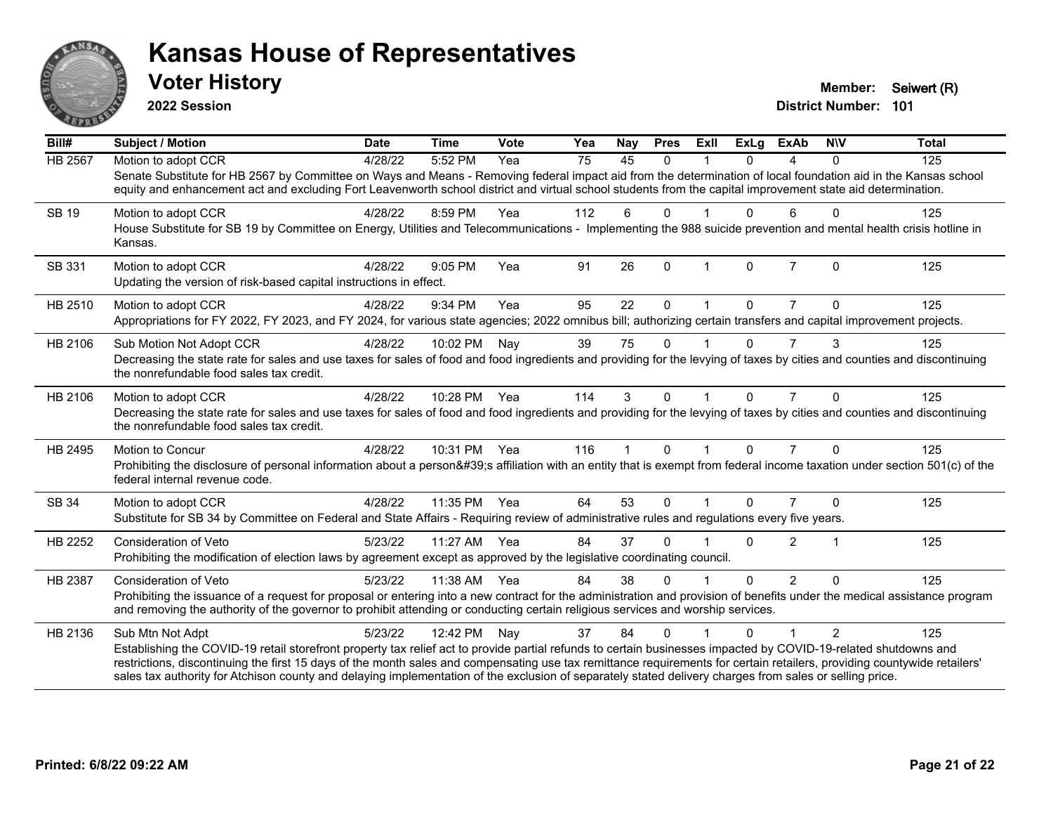# Kansas House of Representatives

## Voter History

**2022 Session**

**Member:** Seiwert (R)
**District Number:** 101

| Bill# | Subject / Motion | Date | Time | Vote | Yea | Nay | Pres | ExII | ExLg | ExAb | N\V | Total |
|---|---|---|---|---|---|---|---|---|---|---|---|---|
| HB 2567 | Motion to adopt CCR | 4/28/22 | 5:52 PM | Yea | 75 | 45 | 0 | 1 | 0 | 4 | 0 | 125 |
| | Senate Substitute for HB 2567 by Committee on Ways and Means - Removing federal impact aid from the determination of local foundation aid in the Kansas school equity and enhancement act and excluding Fort Leavenworth school district and virtual school students from the capital improvement state aid determination. | | | | | | | | | | | |
| SB 19 | Motion to adopt CCR | 4/28/22 | 8:59 PM | Yea | 112 | 6 | 0 | 1 | 0 | 6 | 0 | 125 |
| | House Substitute for SB 19 by Committee on Energy, Utilities and Telecommunications - Implementing the 988 suicide prevention and mental health crisis hotline in Kansas. | | | | | | | | | | | |
| SB 331 | Motion to adopt CCR | 4/28/22 | 9:05 PM | Yea | 91 | 26 | 0 | 1 | 0 | 7 | 0 | 125 |
| | Updating the version of risk-based capital instructions in effect. | | | | | | | | | | | |
| HB 2510 | Motion to adopt CCR | 4/28/22 | 9:34 PM | Yea | 95 | 22 | 0 | 1 | 0 | 7 | 0 | 125 |
| | Appropriations for FY 2022, FY 2023, and FY 2024, for various state agencies; 2022 omnibus bill; authorizing certain transfers and capital improvement projects. | | | | | | | | | | | |
| HB 2106 | Sub Motion Not Adopt CCR | 4/28/22 | 10:02 PM | Nay | 39 | 75 | 0 | 1 | 0 | 7 | 3 | 125 |
| | Decreasing the state rate for sales and use taxes for sales of food and food ingredients and providing for the levying of taxes by cities and counties and discontinuing the nonrefundable food sales tax credit. | | | | | | | | | | | |
| HB 2106 | Motion to adopt CCR | 4/28/22 | 10:28 PM | Yea | 114 | 3 | 0 | 1 | 0 | 7 | 0 | 125 |
| | Decreasing the state rate for sales and use taxes for sales of food and food ingredients and providing for the levying of taxes by cities and counties and discontinuing the nonrefundable food sales tax credit. | | | | | | | | | | | |
| HB 2495 | Motion to Concur | 4/28/22 | 10:31 PM | Yea | 116 | 1 | 0 | 1 | 0 | 7 | 0 | 125 |
| | Prohibiting the disclosure of personal information about a person&#39;s affiliation with an entity that is exempt from federal income taxation under section 501(c) of the federal internal revenue code. | | | | | | | | | | | |
| SB 34 | Motion to adopt CCR | 4/28/22 | 11:35 PM | Yea | 64 | 53 | 0 | 1 | 0 | 7 | 0 | 125 |
| | Substitute for SB 34 by Committee on Federal and State Affairs - Requiring review of administrative rules and regulations every five years. | | | | | | | | | | | |
| HB 2252 | Consideration of Veto | 5/23/22 | 11:27 AM | Yea | 84 | 37 | 0 | 1 | 0 | 2 | 1 | 125 |
| | Prohibiting the modification of election laws by agreement except as approved by the legislative coordinating council. | | | | | | | | | | | |
| HB 2387 | Consideration of Veto | 5/23/22 | 11:38 AM | Yea | 84 | 38 | 0 | 1 | 0 | 2 | 0 | 125 |
| | Prohibiting the issuance of a request for proposal or entering into a new contract for the administration and provision of benefits under the medical assistance program and removing the authority of the governor to prohibit attending or conducting certain religious services and worship services. | | | | | | | | | | | |
| HB 2136 | Sub Mtn Not Adpt | 5/23/22 | 12:42 PM | Nay | 37 | 84 | 0 | 1 | 0 | 1 | 2 | 125 |
| | Establishing the COVID-19 retail storefront property tax relief act to provide partial refunds to certain businesses impacted by COVID-19-related shutdowns and restrictions, discontinuing the first 15 days of the month sales and compensating use tax remittance requirements for certain retailers, providing countywide retailers' sales tax authority for Atchison county and delaying implementation of the exclusion of separately stated delivery charges from sales or selling price. | | | | | | | | | | | |

**Printed: 6/8/22 09:22 AM**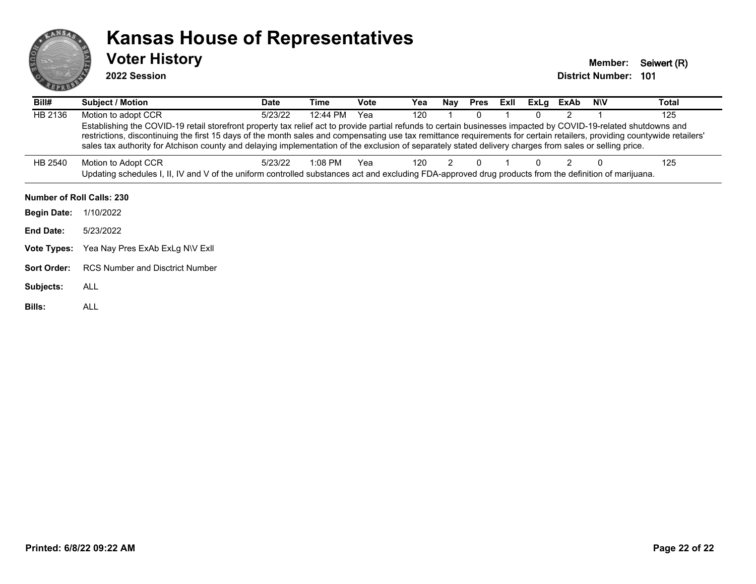# Kansas House of Representatives

## Voter History

**2022 Session**

**Member:** Seiwert (R)
**District Number:** 101

| Bill# | Subject / Motion | Date | Time | Vote | Yea | Nay | Pres | ExII | ExLg | ExAb | N\V | Total |
|---|---|---|---|---|---|---|---|---|---|---|---|---|
| HB 2136 | Motion to adopt CCR | 5/23/22 | 12:44 PM | Yea | 120 | 1 | 0 | 1 | 0 | 2 | 1 | 125 |
| | Establishing the COVID-19 retail storefront property tax relief act to provide partial refunds to certain businesses impacted by COVID-19-related shutdowns and restrictions, discontinuing the first 15 days of the month sales and compensating use tax remittance requirements for certain retailers, providing countywide retailers' sales tax authority for Atchison county and delaying implementation of the exclusion of separately stated delivery charges from sales or selling price. | | | | | | | | | | | |
| HB 2540 | Motion to Adopt CCR | 5/23/22 | 1:08 PM | Yea | 120 | 2 | 0 | 1 | 0 | 2 | 0 | 125 |
| | Updating schedules I, II, IV and V of the uniform controlled substances act and excluding FDA-approved drug products from the definition of marijuana. | | | | | | | | | | | |

**Number of Roll Calls: 230**

**Begin Date:** 1/10/2022

**End Date:** 5/23/2022

**Vote Types:** Yea Nay Pres ExAb ExLg N\V ExII

**Sort Order:** RCS Number and Disctrict Number

**Subjects:** ALL

**Bills:** ALL

**Printed: 6/8/22 09:22 AM**